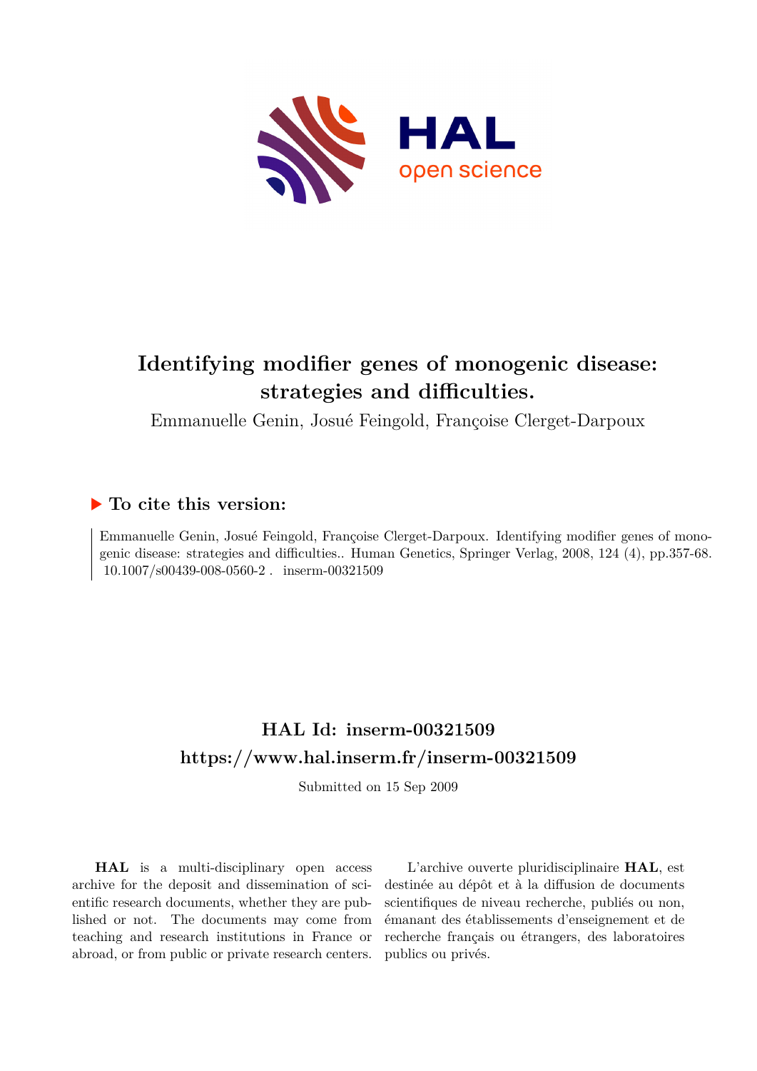# Identifying modifier genes of monogenic disease: strategies and difficulties.

Emmanuelle Genin, Josué Feingold, Françoise Clerget-Darpoux

## ▶ To cite this version:

Emmanuelle Genin, Josué Feingold, Françoise Clerget-Darpoux. Identifying modifier genes of monogenic disease: strategies and difficulties.. Human Genetics, Springer Verlag, 2008, 124 (4), pp.357-68. 10.1007/s00439-008-0560-2 . inserm-00321509

## HAL Id: inserm-00321509

## https://www.hal.inserm.fr/inserm-00321509

Submitted on 15 Sep 2009

**HAL** is a multi-disciplinary open access archive for the deposit and dissemination of scientific research documents, whether they are published or not. The documents may come from teaching and research institutions in France or abroad, or from public or private research centers.

L'archive ouverte pluridisciplinaire **HAL**, est destinée au dépôt et à la diffusion de documents scientifiques de niveau recherche, publiés ou non, émanant des établissements d'enseignement et de recherche français ou étrangers, des laboratoires publics ou privés.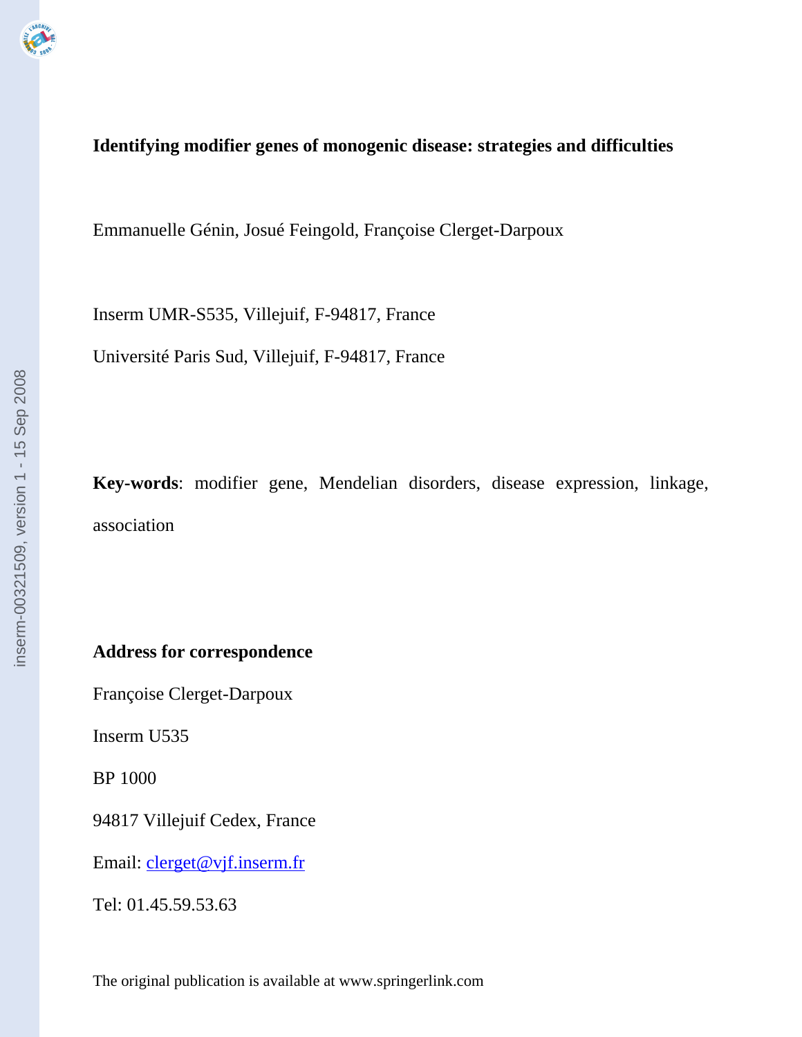# Identifying modifier genes of monogenic disease: strategies and difficulties

Emmanuelle Génin, Josué Feingold, Françoise Clerget-Darpoux

Inserm UMR-S535, Villejuif, F-94817, France

Université Paris Sud, Villejuif, F-94817, France

**Key-words**: modifier gene, Mendelian disorders, disease expression, linkage, association

**Address for correspondence**

Françoise Clerget-Darpoux

Inserm U535

BP 1000

94817 Villejuif Cedex, France

Email: clerget@vjf.inserm.fr

Tel: 01.45.59.53.63

The original publication is available at www.springerlink.com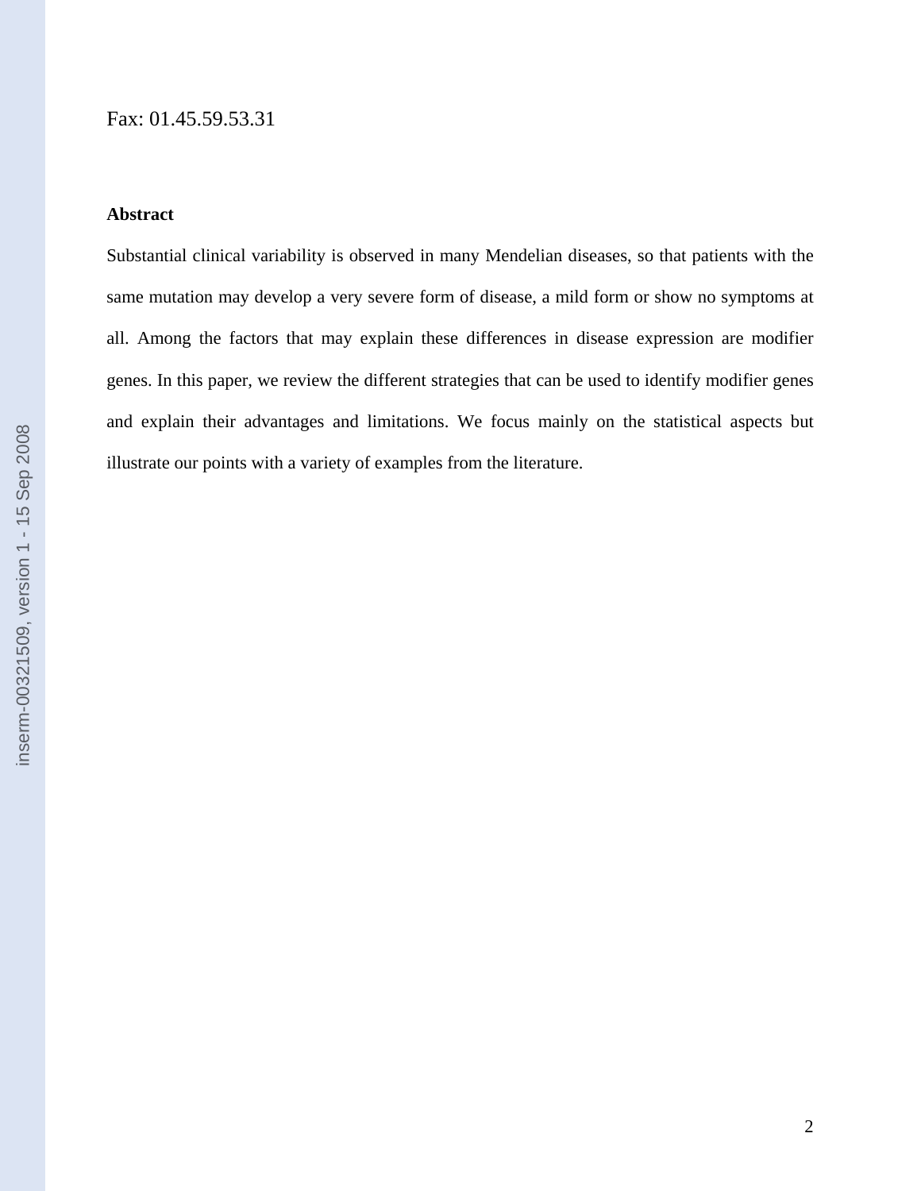Fax: 01.45.59.53.31

**Abstract**

Substantial clinical variability is observed in many Mendelian diseases, so that patients with the same mutation may develop a very severe form of disease, a mild form or show no symptoms at all. Among the factors that may explain these differences in disease expression are modifier genes. In this paper, we review the different strategies that can be used to identify modifier genes and explain their advantages and limitations. We focus mainly on the statistical aspects but illustrate our points with a variety of examples from the literature.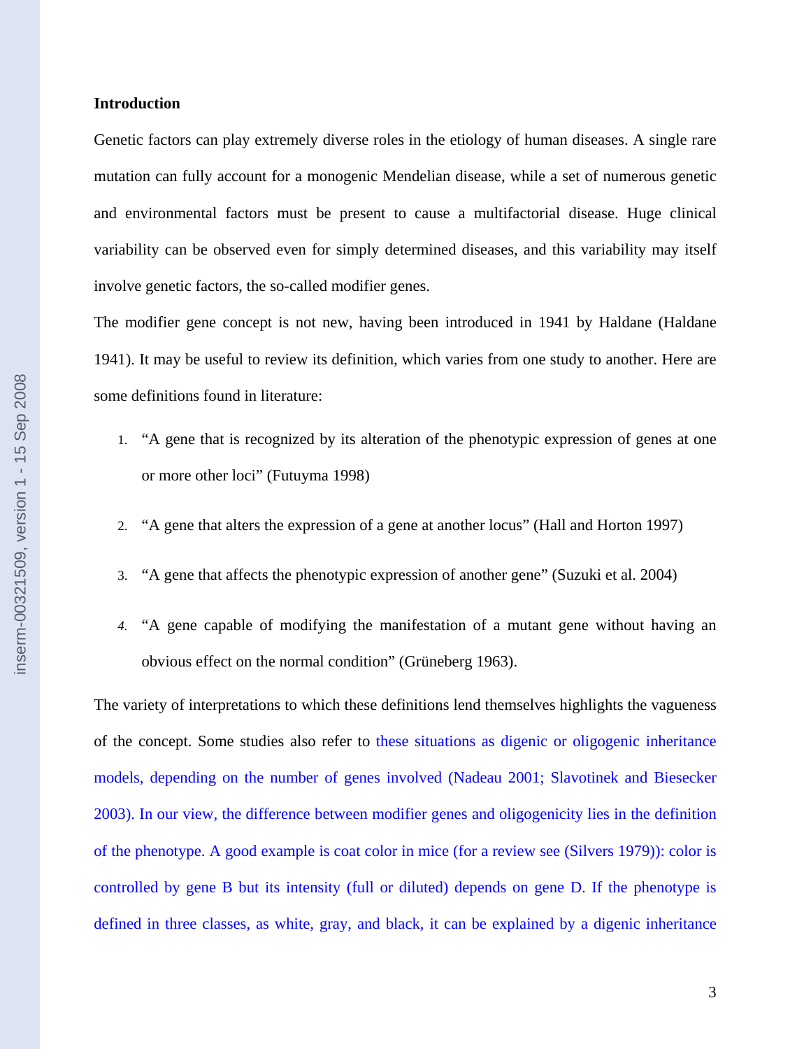**Introduction**

Genetic factors can play extremely diverse roles in the etiology of human diseases. A single rare mutation can fully account for a monogenic Mendelian disease, while a set of numerous genetic and environmental factors must be present to cause a multifactorial disease. Huge clinical variability can be observed even for simply determined diseases, and this variability may itself involve genetic factors, the so-called modifier genes.

The modifier gene concept is not new, having been introduced in 1941 by Haldane (Haldane 1941). It may be useful to review its definition, which varies from one study to another. Here are some definitions found in literature:

1. "A gene that is recognized by its alteration of the phenotypic expression of genes at one or more other loci" (Futuyma 1998)
2. "A gene that alters the expression of a gene at another locus" (Hall and Horton 1997)
3. "A gene that affects the phenotypic expression of another gene" (Suzuki et al. 2004)
4. "A gene capable of modifying the manifestation of a mutant gene without having an obvious effect on the normal condition" (Grüneberg 1963).

The variety of interpretations to which these definitions lend themselves highlights the vagueness of the concept. Some studies also refer to these situations as digenic or oligogenic inheritance models, depending on the number of genes involved (Nadeau 2001; Slavotinek and Biesecker 2003). In our view, the difference between modifier genes and oligogenicity lies in the definition of the phenotype. A good example is coat color in mice (for a review see (Silvers 1979)): color is controlled by gene B but its intensity (full or diluted) depends on gene D. If the phenotype is defined in three classes, as white, gray, and black, it can be explained by a digenic inheritance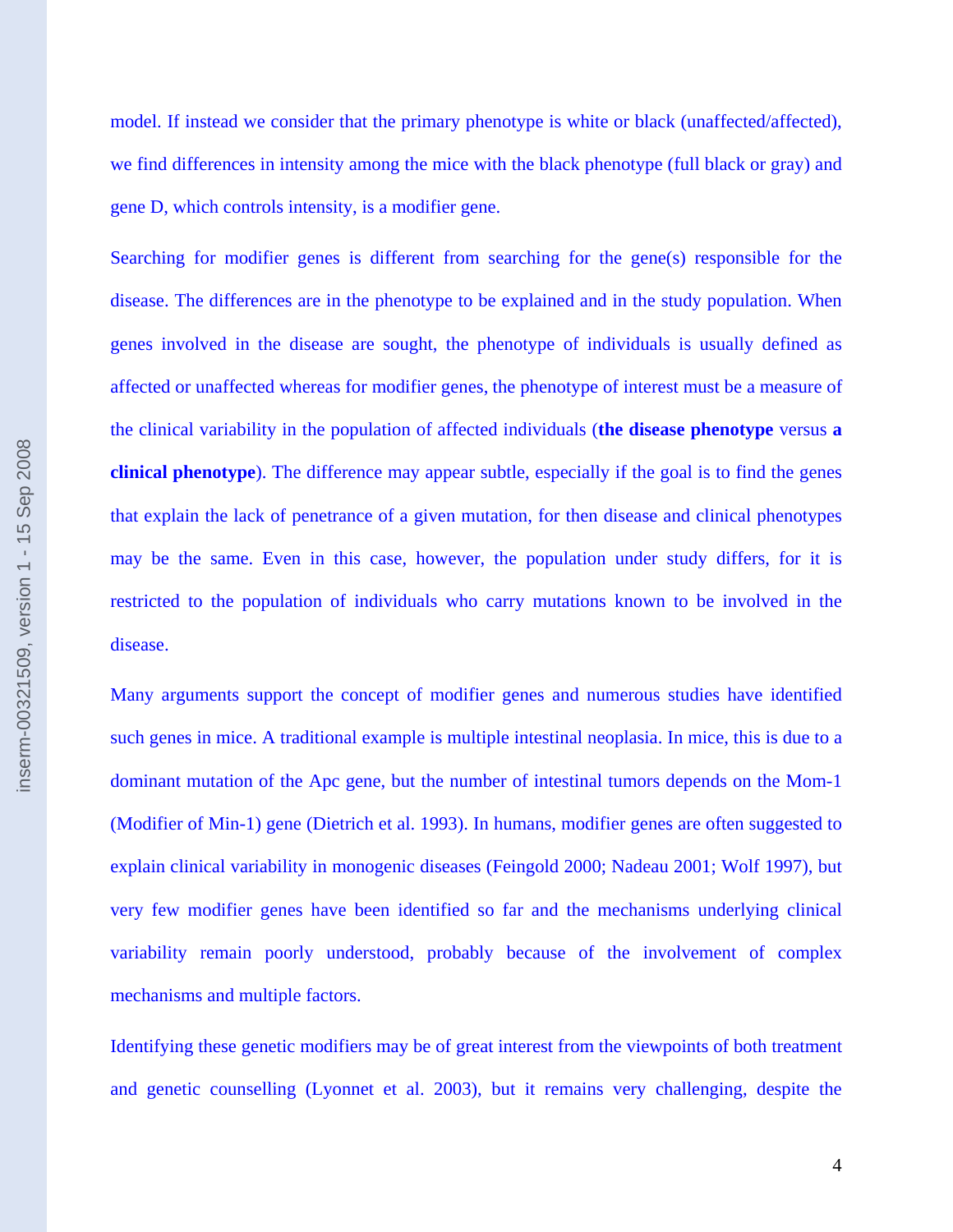model. If instead we consider that the primary phenotype is white or black (unaffected/affected), we find differences in intensity among the mice with the black phenotype (full black or gray) and gene D, which controls intensity, is a modifier gene.

Searching for modifier genes is different from searching for the gene(s) responsible for the disease. The differences are in the phenotype to be explained and in the study population. When genes involved in the disease are sought, the phenotype of individuals is usually defined as affected or unaffected whereas for modifier genes, the phenotype of interest must be a measure of the clinical variability in the population of affected individuals (**the disease phenotype** versus **a clinical phenotype**). The difference may appear subtle, especially if the goal is to find the genes that explain the lack of penetrance of a given mutation, for then disease and clinical phenotypes may be the same. Even in this case, however, the population under study differs, for it is restricted to the population of individuals who carry mutations known to be involved in the disease.

Many arguments support the concept of modifier genes and numerous studies have identified such genes in mice. A traditional example is multiple intestinal neoplasia. In mice, this is due to a dominant mutation of the Apc gene, but the number of intestinal tumors depends on the Mom-1 (Modifier of Min-1) gene (Dietrich et al. 1993). In humans, modifier genes are often suggested to explain clinical variability in monogenic diseases (Feingold 2000; Nadeau 2001; Wolf 1997), but very few modifier genes have been identified so far and the mechanisms underlying clinical variability remain poorly understood, probably because of the involvement of complex mechanisms and multiple factors.

Identifying these genetic modifiers may be of great interest from the viewpoints of both treatment and genetic counselling (Lyonnet et al. 2003), but it remains very challenging, despite the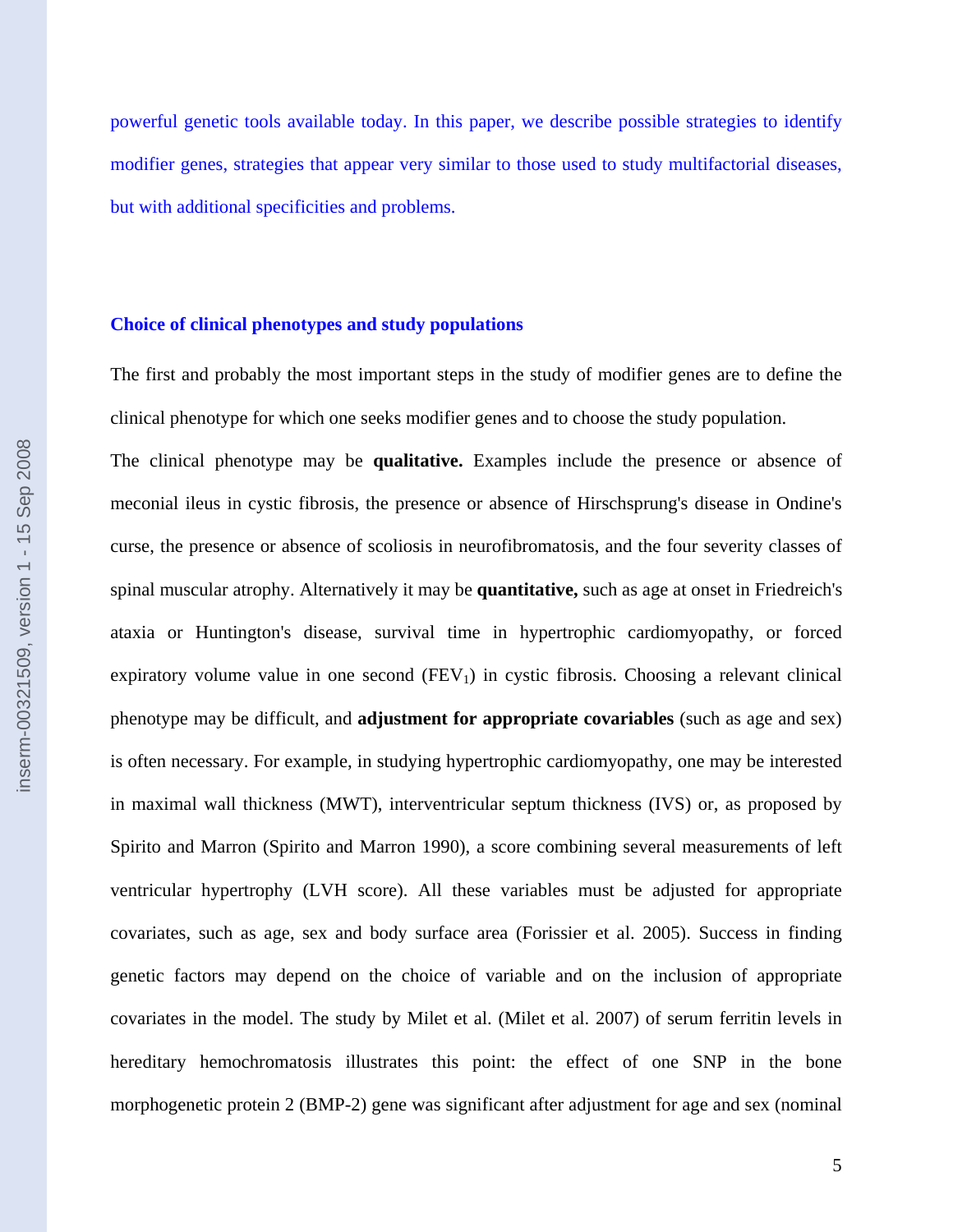powerful genetic tools available today. In this paper, we describe possible strategies to identify modifier genes, strategies that appear very similar to those used to study multifactorial diseases, but with additional specificities and problems.

## Choice of clinical phenotypes and study populations

The first and probably the most important steps in the study of modifier genes are to define the clinical phenotype for which one seeks modifier genes and to choose the study population.

The clinical phenotype may be **qualitative.** Examples include the presence or absence of meconial ileus in cystic fibrosis, the presence or absence of Hirschsprung's disease in Ondine's curse, the presence or absence of scoliosis in neurofibromatosis, and the four severity classes of spinal muscular atrophy. Alternatively it may be **quantitative,** such as age at onset in Friedreich's ataxia or Huntington's disease, survival time in hypertrophic cardiomyopathy, or forced expiratory volume value in one second ($FEV_1$) in cystic fibrosis. Choosing a relevant clinical phenotype may be difficult, and **adjustment for appropriate covariables** (such as age and sex) is often necessary. For example, in studying hypertrophic cardiomyopathy, one may be interested in maximal wall thickness (MWT), interventricular septum thickness (IVS) or, as proposed by Spirito and Marron (Spirito and Marron 1990), a score combining several measurements of left ventricular hypertrophy (LVH score). All these variables must be adjusted for appropriate covariates, such as age, sex and body surface area (Forissier et al. 2005). Success in finding genetic factors may depend on the choice of variable and on the inclusion of appropriate covariates in the model. The study by Milet et al. (Milet et al. 2007) of serum ferritin levels in hereditary hemochromatosis illustrates this point: the effect of one SNP in the bone morphogenetic protein 2 (BMP-2) gene was significant after adjustment for age and sex (nominal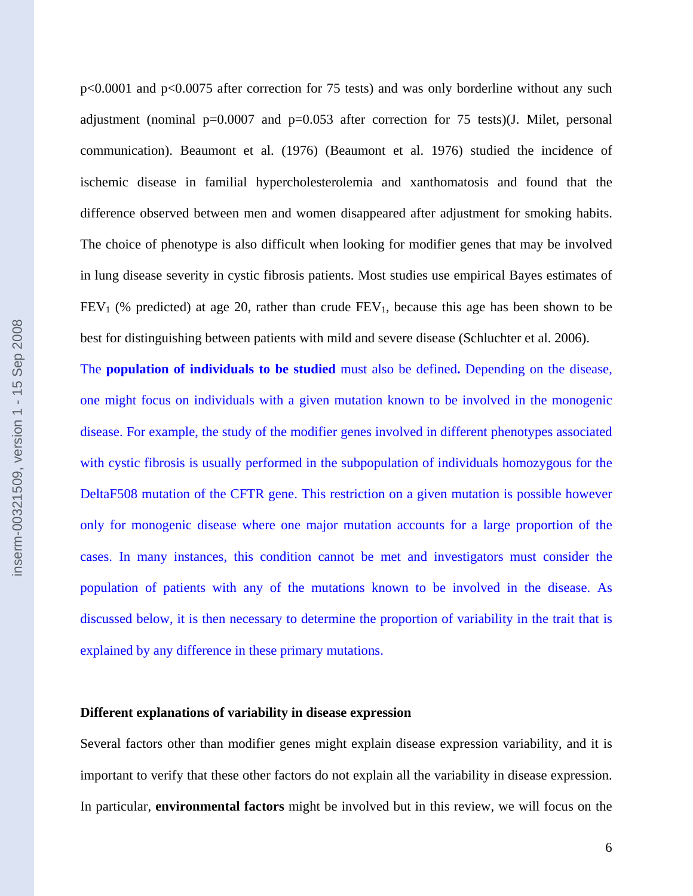p<0.0001 and p<0.0075 after correction for 75 tests) and was only borderline without any such adjustment (nominal p=0.0007 and p=0.053 after correction for 75 tests)(J. Milet, personal communication). Beaumont et al. (1976) (Beaumont et al. 1976) studied the incidence of ischemic disease in familial hypercholesterolemia and xanthomatosis and found that the difference observed between men and women disappeared after adjustment for smoking habits. The choice of phenotype is also difficult when looking for modifier genes that may be involved in lung disease severity in cystic fibrosis patients. Most studies use empirical Bayes estimates of $FEV_1$ (% predicted) at age 20, rather than crude $FEV_1$, because this age has been shown to be best for distinguishing between patients with mild and severe disease (Schluchter et al. 2006).

The **population of individuals to be studied** must also be defined**.** Depending on the disease, one might focus on individuals with a given mutation known to be involved in the monogenic disease. For example, the study of the modifier genes involved in different phenotypes associated with cystic fibrosis is usually performed in the subpopulation of individuals homozygous for the DeltaF508 mutation of the CFTR gene. This restriction on a given mutation is possible however only for monogenic disease where one major mutation accounts for a large proportion of the cases. In many instances, this condition cannot be met and investigators must consider the population of patients with any of the mutations known to be involved in the disease. As discussed below, it is then necessary to determine the proportion of variability in the trait that is explained by any difference in these primary mutations.

**Different explanations of variability in disease expression**

Several factors other than modifier genes might explain disease expression variability, and it is important to verify that these other factors do not explain all the variability in disease expression. In particular, **environmental factors** might be involved but in this review, we will focus on the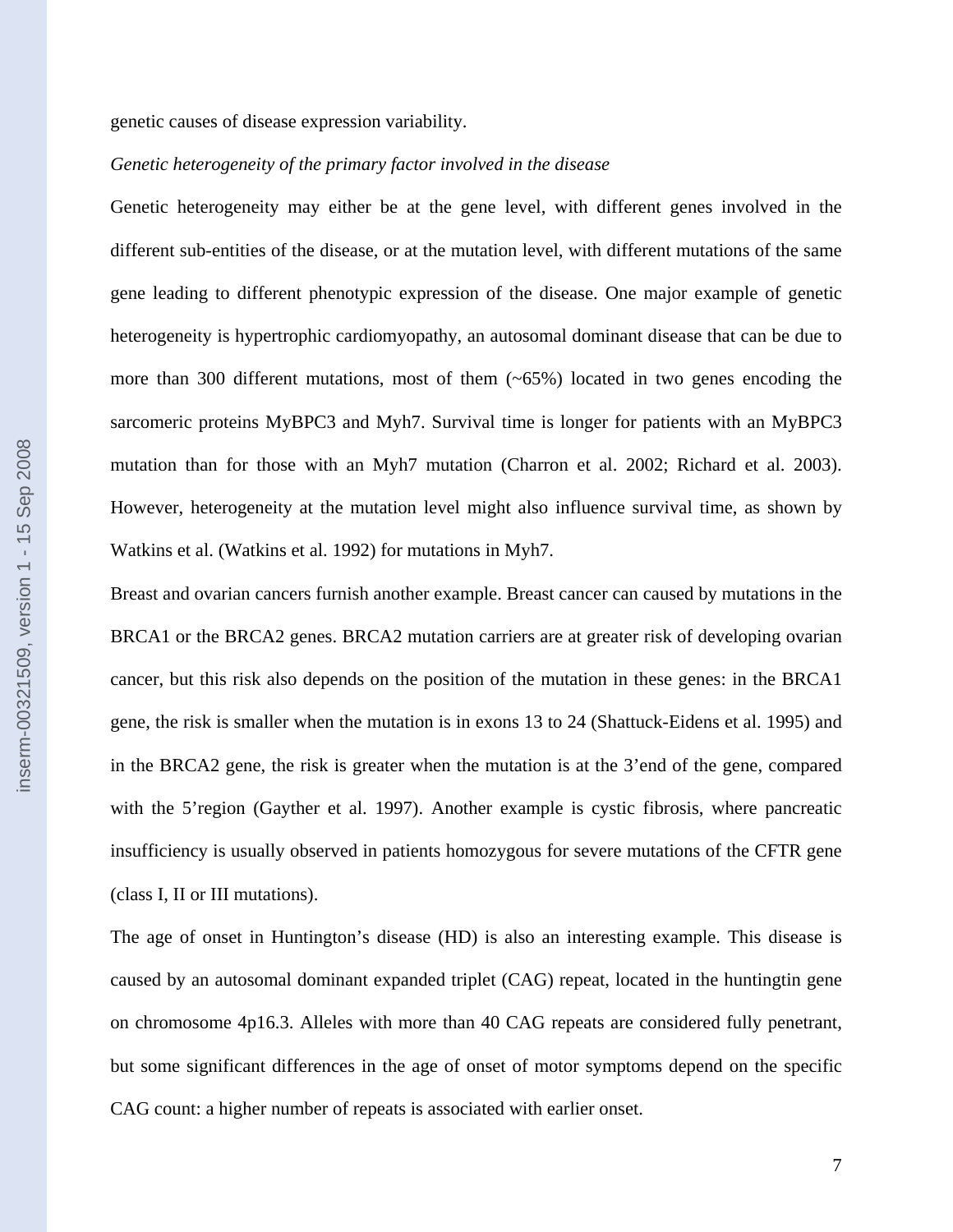genetic causes of disease expression variability.

*Genetic heterogeneity of the primary factor involved in the disease*

Genetic heterogeneity may either be at the gene level, with different genes involved in the different sub-entities of the disease, or at the mutation level, with different mutations of the same gene leading to different phenotypic expression of the disease. One major example of genetic heterogeneity is hypertrophic cardiomyopathy, an autosomal dominant disease that can be due to more than 300 different mutations, most of them (~65%) located in two genes encoding the sarcomeric proteins MyBPC3 and Myh7. Survival time is longer for patients with an MyBPC3 mutation than for those with an Myh7 mutation (Charron et al. 2002; Richard et al. 2003). However, heterogeneity at the mutation level might also influence survival time, as shown by Watkins et al. (Watkins et al. 1992) for mutations in Myh7.

Breast and ovarian cancers furnish another example. Breast cancer can caused by mutations in the BRCA1 or the BRCA2 genes. BRCA2 mutation carriers are at greater risk of developing ovarian cancer, but this risk also depends on the position of the mutation in these genes: in the BRCA1 gene, the risk is smaller when the mutation is in exons 13 to 24 (Shattuck-Eidens et al. 1995) and in the BRCA2 gene, the risk is greater when the mutation is at the 3'end of the gene, compared with the 5'region (Gayther et al. 1997). Another example is cystic fibrosis, where pancreatic insufficiency is usually observed in patients homozygous for severe mutations of the CFTR gene (class I, II or III mutations).

The age of onset in Huntington's disease (HD) is also an interesting example. This disease is caused by an autosomal dominant expanded triplet (CAG) repeat, located in the huntingtin gene on chromosome 4p16.3. Alleles with more than 40 CAG repeats are considered fully penetrant, but some significant differences in the age of onset of motor symptoms depend on the specific CAG count: a higher number of repeats is associated with earlier onset.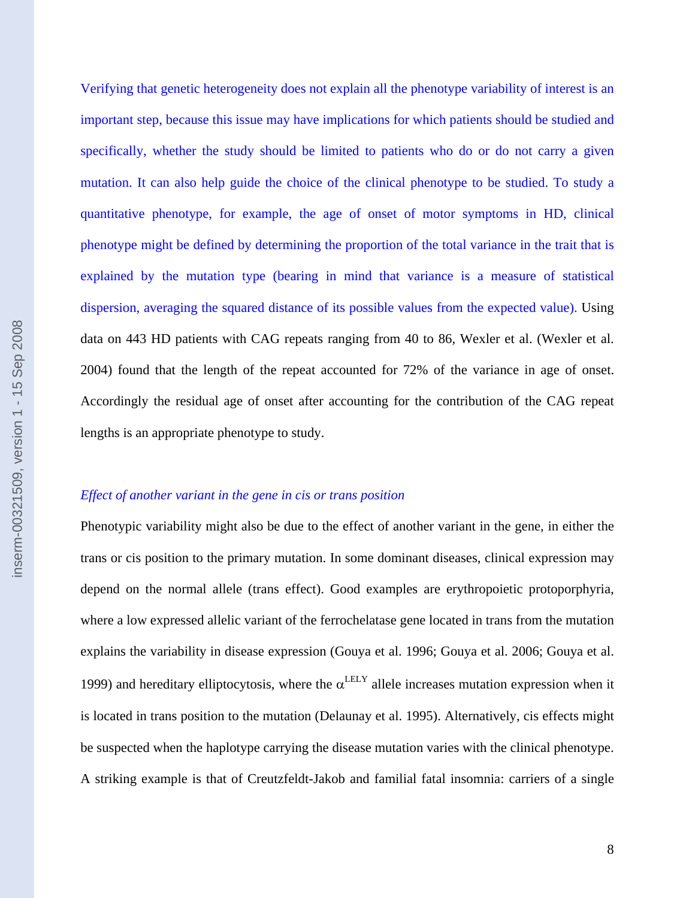Verifying that genetic heterogeneity does not explain all the phenotype variability of interest is an important step, because this issue may have implications for which patients should be studied and specifically, whether the study should be limited to patients who do or do not carry a given mutation. It can also help guide the choice of the clinical phenotype to be studied. To study a quantitative phenotype, for example, the age of onset of motor symptoms in HD, clinical phenotype might be defined by determining the proportion of the total variance in the trait that is explained by the mutation type (bearing in mind that variance is a measure of statistical dispersion, averaging the squared distance of its possible values from the expected value). Using data on 443 HD patients with CAG repeats ranging from 40 to 86, Wexler et al. (Wexler et al. 2004) found that the length of the repeat accounted for 72% of the variance in age of onset. Accordingly the residual age of onset after accounting for the contribution of the CAG repeat lengths is an appropriate phenotype to study.

*Effect of another variant in the gene in cis or trans position*

Phenotypic variability might also be due to the effect of another variant in the gene, in either the trans or cis position to the primary mutation. In some dominant diseases, clinical expression may depend on the normal allele (trans effect). Good examples are erythropoietic protoporphyria, where a low expressed allelic variant of the ferrochelatase gene located in trans from the mutation explains the variability in disease expression (Gouya et al. 1996; Gouya et al. 2006; Gouya et al. 1999) and hereditary elliptocytosis, where the $\alpha^{LELY}$ allele increases mutation expression when it is located in trans position to the mutation (Delaunay et al. 1995). Alternatively, cis effects might be suspected when the haplotype carrying the disease mutation varies with the clinical phenotype. A striking example is that of Creutzfeldt-Jakob and familial fatal insomnia: carriers of a single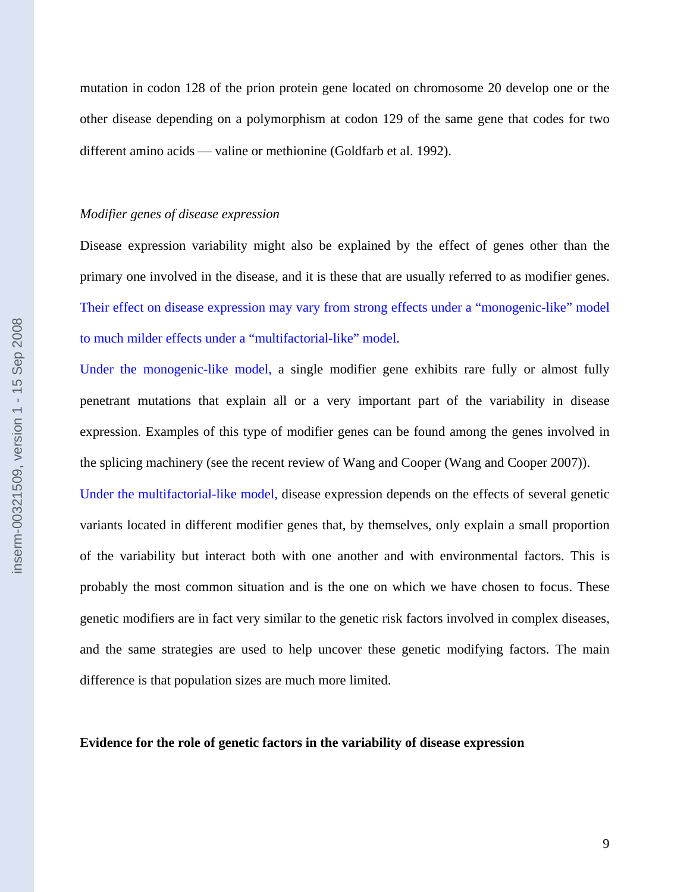mutation in codon 128 of the prion protein gene located on chromosome 20 develop one or the other disease depending on a polymorphism at codon 129 of the same gene that codes for two different amino acids — valine or methionine (Goldfarb et al. 1992).

*Modifier genes of disease expression*

Disease expression variability might also be explained by the effect of genes other than the primary one involved in the disease, and it is these that are usually referred to as modifier genes. Their effect on disease expression may vary from strong effects under a "monogenic-like" model to much milder effects under a "multifactorial-like" model.

Under the monogenic-like model, a single modifier gene exhibits rare fully or almost fully penetrant mutations that explain all or a very important part of the variability in disease expression. Examples of this type of modifier genes can be found among the genes involved in the splicing machinery (see the recent review of Wang and Cooper (Wang and Cooper 2007)).

Under the multifactorial-like model, disease expression depends on the effects of several genetic variants located in different modifier genes that, by themselves, only explain a small proportion of the variability but interact both with one another and with environmental factors. This is probably the most common situation and is the one on which we have chosen to focus. These genetic modifiers are in fact very similar to the genetic risk factors involved in complex diseases, and the same strategies are used to help uncover these genetic modifying factors. The main difference is that population sizes are much more limited.

**Evidence for the role of genetic factors in the variability of disease expression**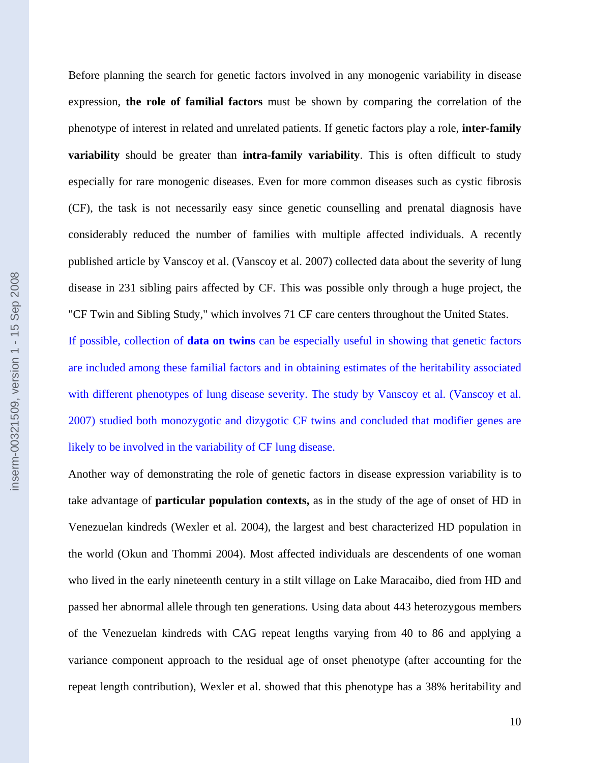Before planning the search for genetic factors involved in any monogenic variability in disease expression, **the role of familial factors** must be shown by comparing the correlation of the phenotype of interest in related and unrelated patients. If genetic factors play a role, **inter-family variability** should be greater than **intra-family variability**. This is often difficult to study especially for rare monogenic diseases. Even for more common diseases such as cystic fibrosis (CF), the task is not necessarily easy since genetic counselling and prenatal diagnosis have considerably reduced the number of families with multiple affected individuals. A recently published article by Vanscoy et al. (Vanscoy et al. 2007) collected data about the severity of lung disease in 231 sibling pairs affected by CF. This was possible only through a huge project, the "CF Twin and Sibling Study," which involves 71 CF care centers throughout the United States.

If possible, collection of **data on twins** can be especially useful in showing that genetic factors are included among these familial factors and in obtaining estimates of the heritability associated with different phenotypes of lung disease severity. The study by Vanscoy et al. (Vanscoy et al. 2007) studied both monozygotic and dizygotic CF twins and concluded that modifier genes are likely to be involved in the variability of CF lung disease.

Another way of demonstrating the role of genetic factors in disease expression variability is to take advantage of **particular population contexts,** as in the study of the age of onset of HD in Venezuelan kindreds (Wexler et al. 2004), the largest and best characterized HD population in the world (Okun and Thommi 2004). Most affected individuals are descendents of one woman who lived in the early nineteenth century in a stilt village on Lake Maracaibo, died from HD and passed her abnormal allele through ten generations. Using data about 443 heterozygous members of the Venezuelan kindreds with CAG repeat lengths varying from 40 to 86 and applying a variance component approach to the residual age of onset phenotype (after accounting for the repeat length contribution), Wexler et al. showed that this phenotype has a 38% heritability and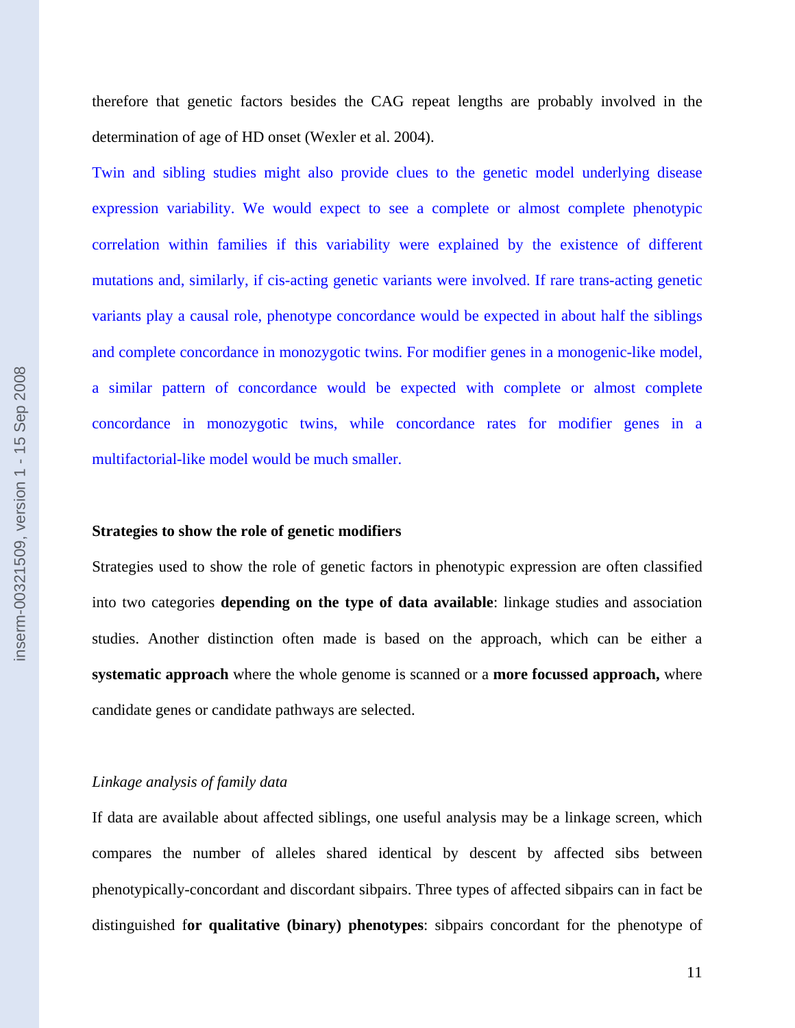therefore that genetic factors besides the CAG repeat lengths are probably involved in the determination of age of HD onset (Wexler et al. 2004).

Twin and sibling studies might also provide clues to the genetic model underlying disease expression variability. We would expect to see a complete or almost complete phenotypic correlation within families if this variability were explained by the existence of different mutations and, similarly, if cis-acting genetic variants were involved. If rare trans-acting genetic variants play a causal role, phenotype concordance would be expected in about half the siblings and complete concordance in monozygotic twins. For modifier genes in a monogenic-like model, a similar pattern of concordance would be expected with complete or almost complete concordance in monozygotic twins, while concordance rates for modifier genes in a multifactorial-like model would be much smaller.

**Strategies to show the role of genetic modifiers**

Strategies used to show the role of genetic factors in phenotypic expression are often classified into two categories **depending on the type of data available**: linkage studies and association studies. Another distinction often made is based on the approach, which can be either a **systematic approach** where the whole genome is scanned or a **more focussed approach,** where candidate genes or candidate pathways are selected.

*Linkage analysis of family data*

If data are available about affected siblings, one useful analysis may be a linkage screen, which compares the number of alleles shared identical by descent by affected sibs between phenotypically-concordant and discordant sibpairs. Three types of affected sibpairs can in fact be distinguished f**or qualitative (binary) phenotypes**: sibpairs concordant for the phenotype of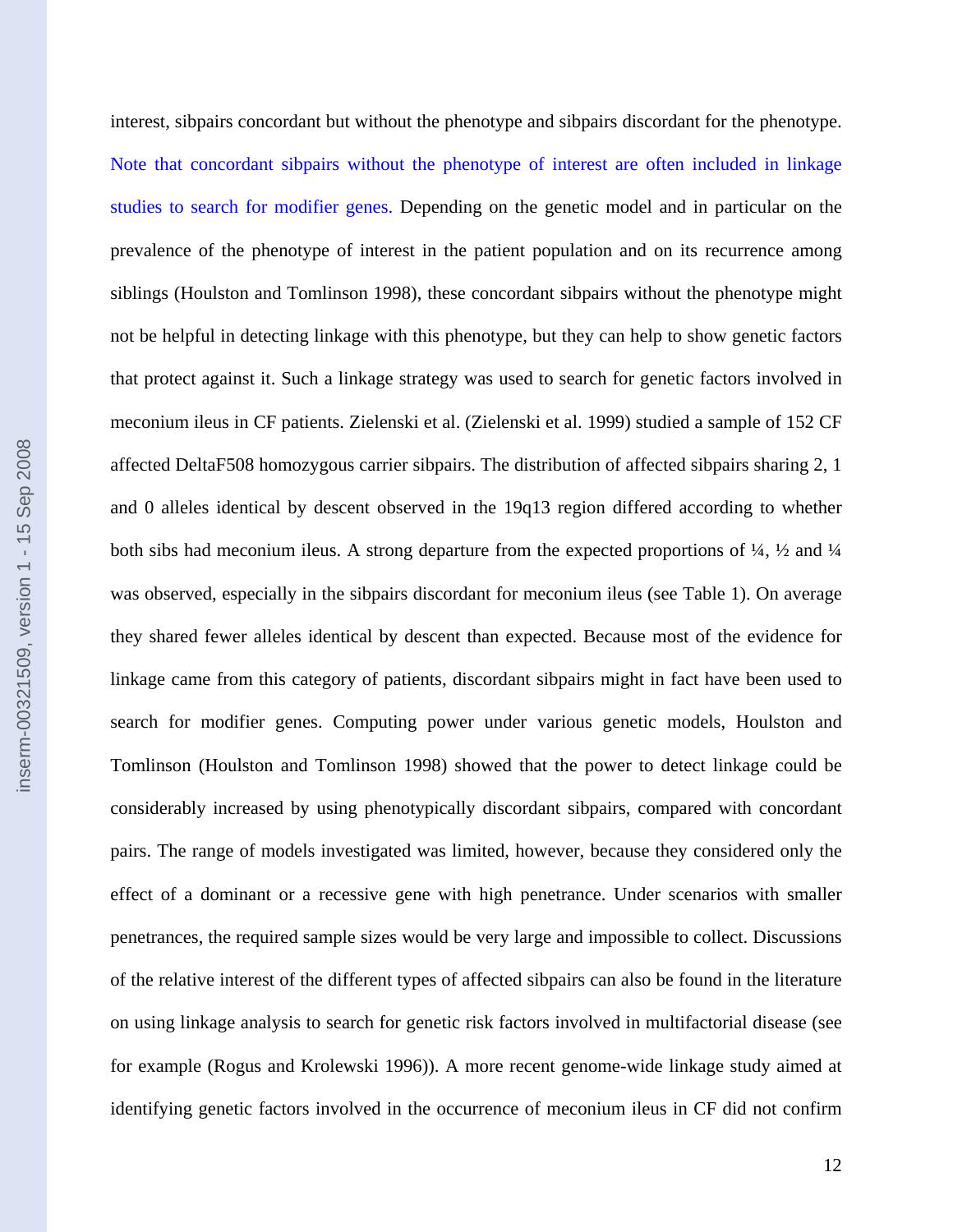interest, sibpairs concordant but without the phenotype and sibpairs discordant for the phenotype. Note that concordant sibpairs without the phenotype of interest are often included in linkage studies to search for modifier genes. Depending on the genetic model and in particular on the prevalence of the phenotype of interest in the patient population and on its recurrence among siblings (Houlston and Tomlinson 1998), these concordant sibpairs without the phenotype might not be helpful in detecting linkage with this phenotype, but they can help to show genetic factors that protect against it. Such a linkage strategy was used to search for genetic factors involved in meconium ileus in CF patients. Zielenski et al. (Zielenski et al. 1999) studied a sample of 152 CF affected DeltaF508 homozygous carrier sibpairs. The distribution of affected sibpairs sharing 2, 1 and 0 alleles identical by descent observed in the 19q13 region differed according to whether both sibs had meconium ileus. A strong departure from the expected proportions of ¼, ½ and ¼ was observed, especially in the sibpairs discordant for meconium ileus (see Table 1). On average they shared fewer alleles identical by descent than expected. Because most of the evidence for linkage came from this category of patients, discordant sibpairs might in fact have been used to search for modifier genes. Computing power under various genetic models, Houlston and Tomlinson (Houlston and Tomlinson 1998) showed that the power to detect linkage could be considerably increased by using phenotypically discordant sibpairs, compared with concordant pairs. The range of models investigated was limited, however, because they considered only the effect of a dominant or a recessive gene with high penetrance. Under scenarios with smaller penetrances, the required sample sizes would be very large and impossible to collect. Discussions of the relative interest of the different types of affected sibpairs can also be found in the literature on using linkage analysis to search for genetic risk factors involved in multifactorial disease (see for example (Rogus and Krolewski 1996)). A more recent genome-wide linkage study aimed at identifying genetic factors involved in the occurrence of meconium ileus in CF did not confirm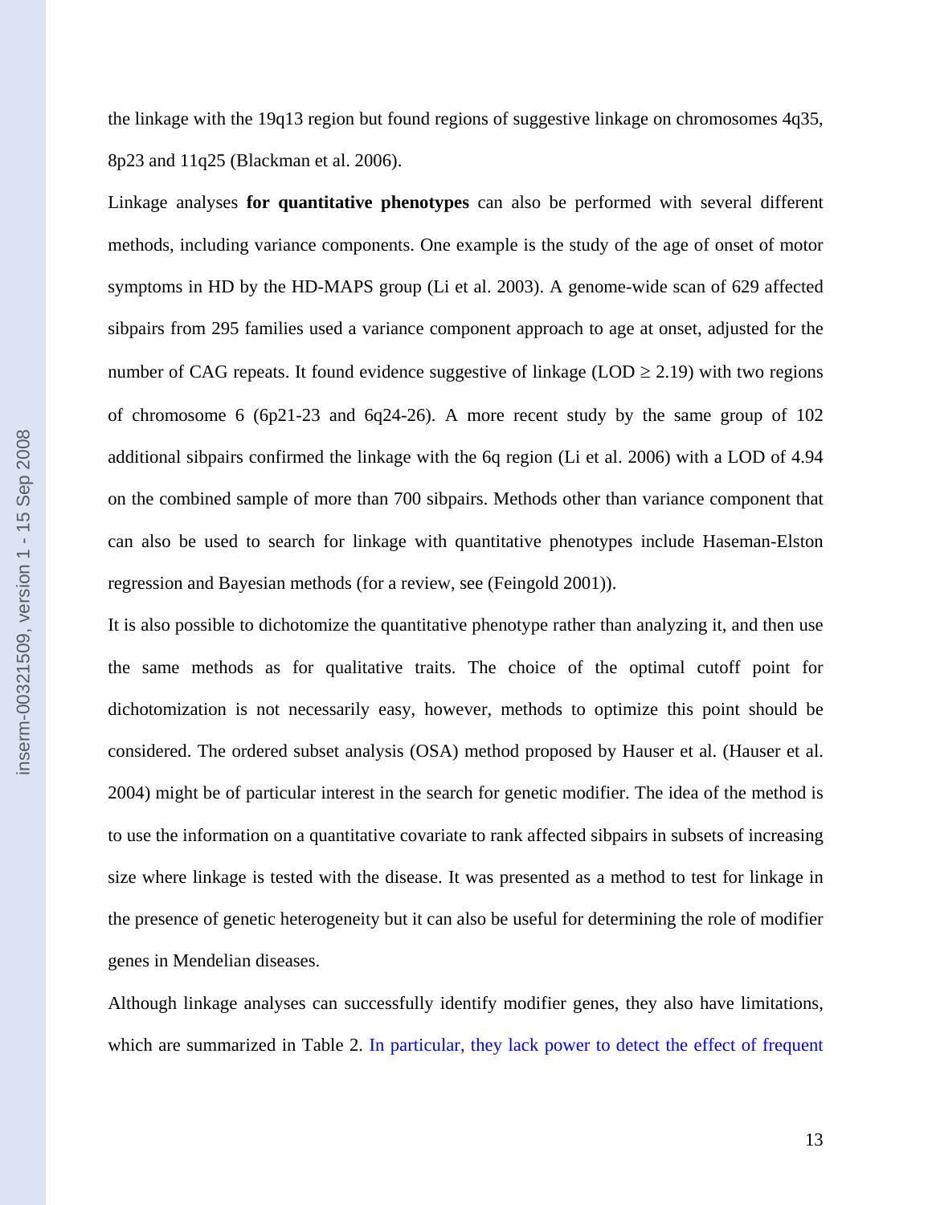the linkage with the 19q13 region but found regions of suggestive linkage on chromosomes 4q35, 8p23 and 11q25 (Blackman et al. 2006).

Linkage analyses **for quantitative phenotypes** can also be performed with several different methods, including variance components. One example is the study of the age of onset of motor symptoms in HD by the HD-MAPS group (Li et al. 2003). A genome-wide scan of 629 affected sibpairs from 295 families used a variance component approach to age at onset, adjusted for the number of CAG repeats. It found evidence suggestive of linkage (LOD $\geq$ 2.19) with two regions of chromosome 6 (6p21-23 and 6q24-26). A more recent study by the same group of 102 additional sibpairs confirmed the linkage with the 6q region (Li et al. 2006) with a LOD of 4.94 on the combined sample of more than 700 sibpairs. Methods other than variance component that can also be used to search for linkage with quantitative phenotypes include Haseman-Elston regression and Bayesian methods (for a review, see (Feingold 2001)).

It is also possible to dichotomize the quantitative phenotype rather than analyzing it, and then use the same methods as for qualitative traits. The choice of the optimal cutoff point for dichotomization is not necessarily easy, however, methods to optimize this point should be considered. The ordered subset analysis (OSA) method proposed by Hauser et al. (Hauser et al. 2004) might be of particular interest in the search for genetic modifier. The idea of the method is to use the information on a quantitative covariate to rank affected sibpairs in subsets of increasing size where linkage is tested with the disease. It was presented as a method to test for linkage in the presence of genetic heterogeneity but it can also be useful for determining the role of modifier genes in Mendelian diseases.

Although linkage analyses can successfully identify modifier genes, they also have limitations, which are summarized in Table 2. In particular, they lack power to detect the effect of frequent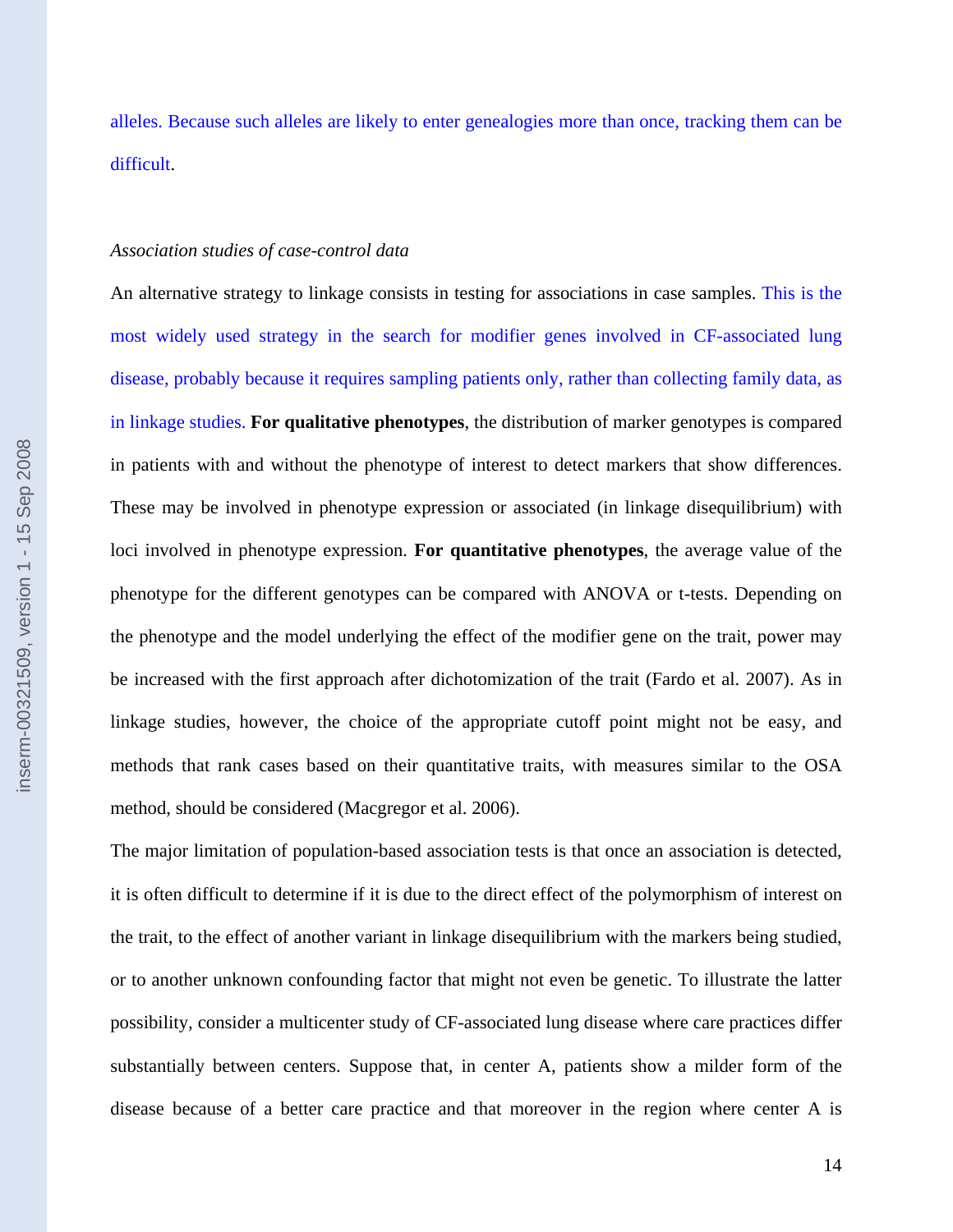alleles. Because such alleles are likely to enter genealogies more than once, tracking them can be difficult.

*Association studies of case-control data*

An alternative strategy to linkage consists in testing for associations in case samples. This is the most widely used strategy in the search for modifier genes involved in CF-associated lung disease, probably because it requires sampling patients only, rather than collecting family data, as in linkage studies. **For qualitative phenotypes**, the distribution of marker genotypes is compared in patients with and without the phenotype of interest to detect markers that show differences. These may be involved in phenotype expression or associated (in linkage disequilibrium) with loci involved in phenotype expression. **For quantitative phenotypes**, the average value of the phenotype for the different genotypes can be compared with ANOVA or t-tests. Depending on the phenotype and the model underlying the effect of the modifier gene on the trait, power may be increased with the first approach after dichotomization of the trait (Fardo et al. 2007). As in linkage studies, however, the choice of the appropriate cutoff point might not be easy, and methods that rank cases based on their quantitative traits, with measures similar to the OSA method, should be considered (Macgregor et al. 2006).

The major limitation of population-based association tests is that once an association is detected, it is often difficult to determine if it is due to the direct effect of the polymorphism of interest on the trait, to the effect of another variant in linkage disequilibrium with the markers being studied, or to another unknown confounding factor that might not even be genetic. To illustrate the latter possibility, consider a multicenter study of CF-associated lung disease where care practices differ substantially between centers. Suppose that, in center A, patients show a milder form of the disease because of a better care practice and that moreover in the region where center A is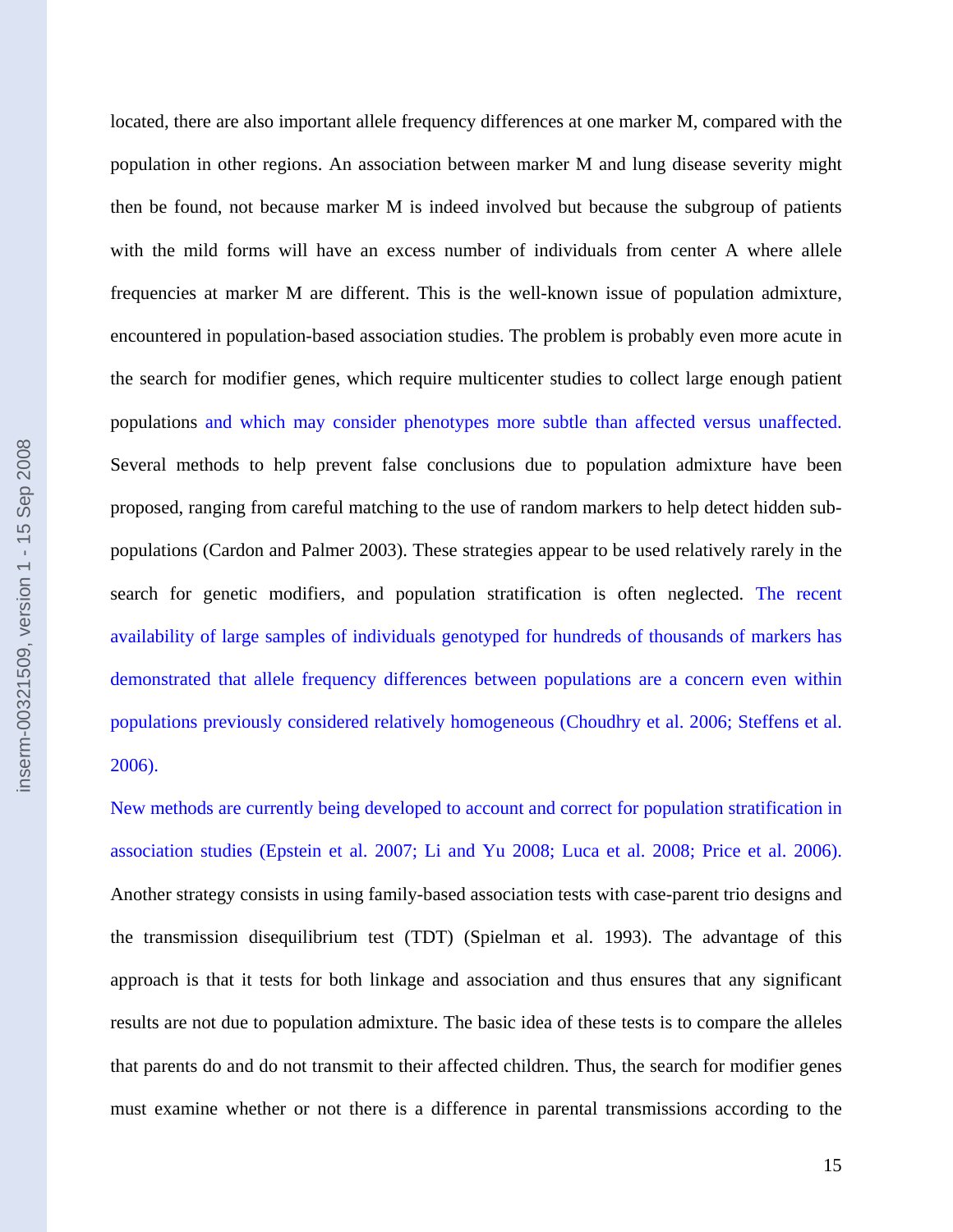located, there are also important allele frequency differences at one marker M, compared with the population in other regions. An association between marker M and lung disease severity might then be found, not because marker M is indeed involved but because the subgroup of patients with the mild forms will have an excess number of individuals from center A where allele frequencies at marker M are different. This is the well-known issue of population admixture, encountered in population-based association studies. The problem is probably even more acute in the search for modifier genes, which require multicenter studies to collect large enough patient populations and which may consider phenotypes more subtle than affected versus unaffected. Several methods to help prevent false conclusions due to population admixture have been proposed, ranging from careful matching to the use of random markers to help detect hidden sub-populations (Cardon and Palmer 2003). These strategies appear to be used relatively rarely in the search for genetic modifiers, and population stratification is often neglected. The recent availability of large samples of individuals genotyped for hundreds of thousands of markers has demonstrated that allele frequency differences between populations are a concern even within populations previously considered relatively homogeneous (Choudhry et al. 2006; Steffens et al. 2006).

New methods are currently being developed to account and correct for population stratification in association studies (Epstein et al. 2007; Li and Yu 2008; Luca et al. 2008; Price et al. 2006). Another strategy consists in using family-based association tests with case-parent trio designs and the transmission disequilibrium test (TDT) (Spielman et al. 1993). The advantage of this approach is that it tests for both linkage and association and thus ensures that any significant results are not due to population admixture. The basic idea of these tests is to compare the alleles that parents do and do not transmit to their affected children. Thus, the search for modifier genes must examine whether or not there is a difference in parental transmissions according to the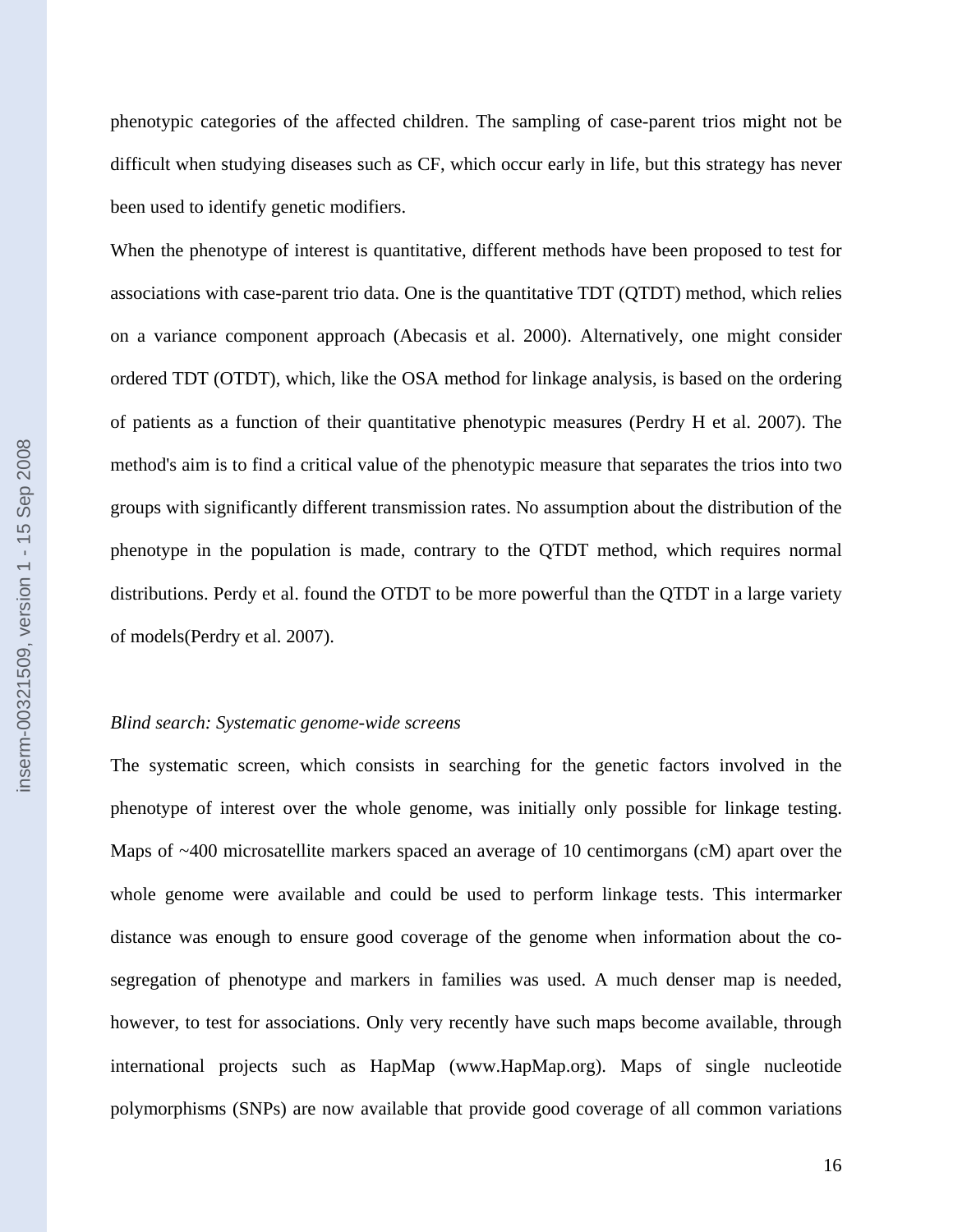phenotypic categories of the affected children. The sampling of case-parent trios might not be difficult when studying diseases such as CF, which occur early in life, but this strategy has never been used to identify genetic modifiers.

When the phenotype of interest is quantitative, different methods have been proposed to test for associations with case-parent trio data. One is the quantitative TDT (QTDT) method, which relies on a variance component approach (Abecasis et al. 2000). Alternatively, one might consider ordered TDT (OTDT), which, like the OSA method for linkage analysis, is based on the ordering of patients as a function of their quantitative phenotypic measures (Perdry H et al. 2007). The method's aim is to find a critical value of the phenotypic measure that separates the trios into two groups with significantly different transmission rates. No assumption about the distribution of the phenotype in the population is made, contrary to the QTDT method, which requires normal distributions. Perdy et al. found the OTDT to be more powerful than the QTDT in a large variety of models(Perdry et al. 2007).

*Blind search: Systematic genome-wide screens*

The systematic screen, which consists in searching for the genetic factors involved in the phenotype of interest over the whole genome, was initially only possible for linkage testing. Maps of ~400 microsatellite markers spaced an average of 10 centimorgans (cM) apart over the whole genome were available and could be used to perform linkage tests. This intermarker distance was enough to ensure good coverage of the genome when information about the co-segregation of phenotype and markers in families was used. A much denser map is needed, however, to test for associations. Only very recently have such maps become available, through international projects such as HapMap (www.HapMap.org). Maps of single nucleotide polymorphisms (SNPs) are now available that provide good coverage of all common variations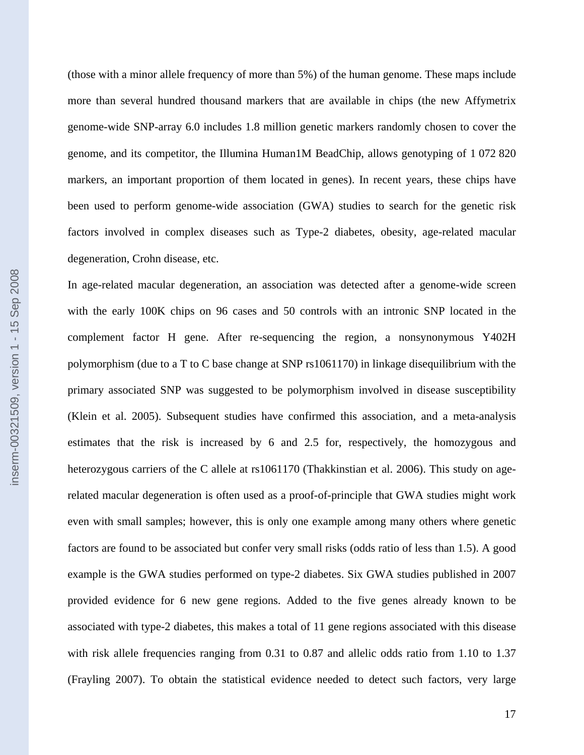(those with a minor allele frequency of more than 5%) of the human genome. These maps include more than several hundred thousand markers that are available in chips (the new Affymetrix genome-wide SNP-array 6.0 includes 1.8 million genetic markers randomly chosen to cover the genome, and its competitor, the Illumina Human1M BeadChip, allows genotyping of 1 072 820 markers, an important proportion of them located in genes). In recent years, these chips have been used to perform genome-wide association (GWA) studies to search for the genetic risk factors involved in complex diseases such as Type-2 diabetes, obesity, age-related macular degeneration, Crohn disease, etc.

In age-related macular degeneration, an association was detected after a genome-wide screen with the early 100K chips on 96 cases and 50 controls with an intronic SNP located in the complement factor H gene. After re-sequencing the region, a nonsynonymous Y402H polymorphism (due to a T to C base change at SNP rs1061170) in linkage disequilibrium with the primary associated SNP was suggested to be polymorphism involved in disease susceptibility (Klein et al. 2005). Subsequent studies have confirmed this association, and a meta-analysis estimates that the risk is increased by 6 and 2.5 for, respectively, the homozygous and heterozygous carriers of the C allele at rs1061170 (Thakkinstian et al. 2006). This study on age-related macular degeneration is often used as a proof-of-principle that GWA studies might work even with small samples; however, this is only one example among many others where genetic factors are found to be associated but confer very small risks (odds ratio of less than 1.5). A good example is the GWA studies performed on type-2 diabetes. Six GWA studies published in 2007 provided evidence for 6 new gene regions. Added to the five genes already known to be associated with type-2 diabetes, this makes a total of 11 gene regions associated with this disease with risk allele frequencies ranging from 0.31 to 0.87 and allelic odds ratio from 1.10 to 1.37 (Frayling 2007). To obtain the statistical evidence needed to detect such factors, very large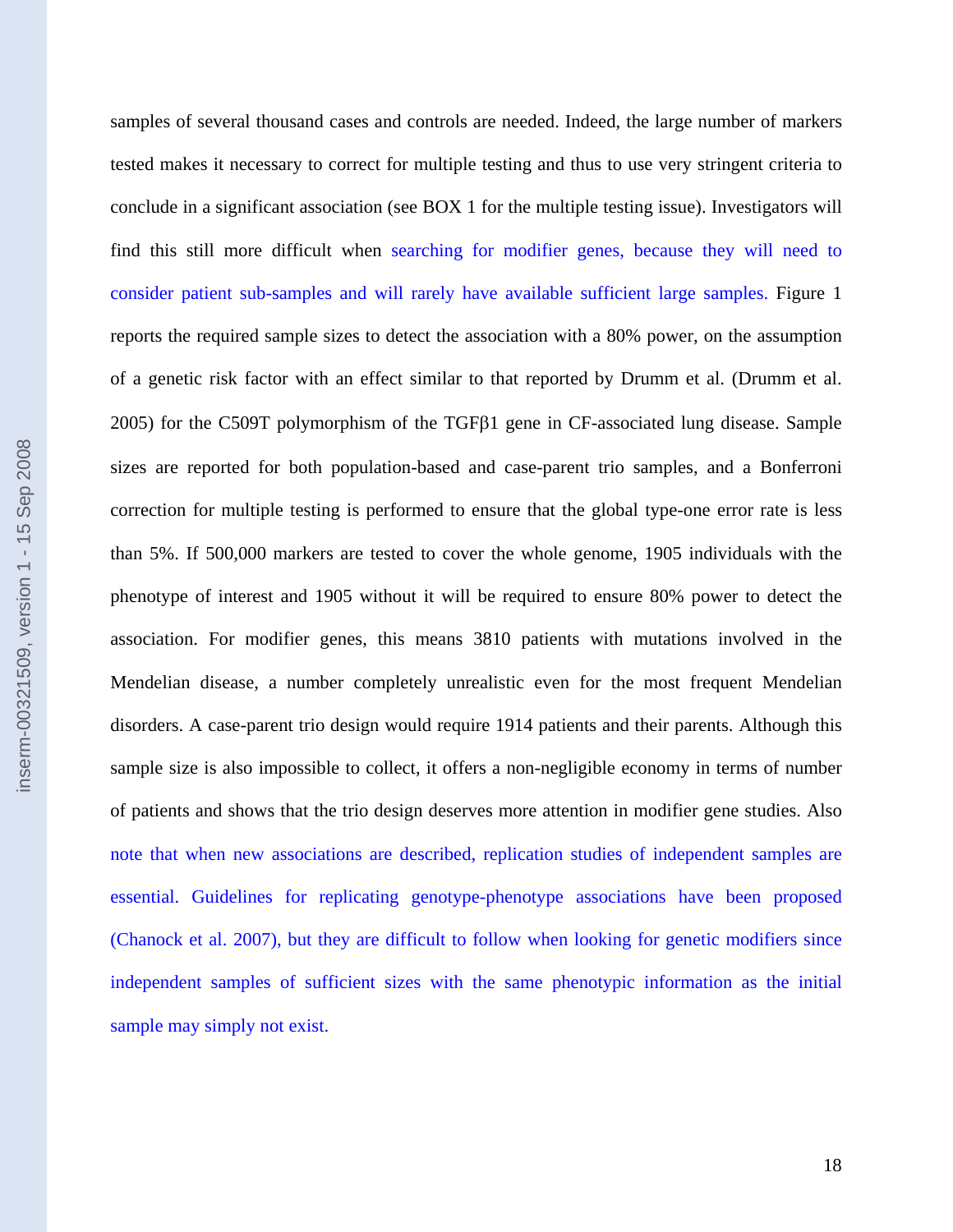samples of several thousand cases and controls are needed. Indeed, the large number of markers tested makes it necessary to correct for multiple testing and thus to use very stringent criteria to conclude in a significant association (see BOX 1 for the multiple testing issue). Investigators will find this still more difficult when searching for modifier genes, because they will need to consider patient sub-samples and will rarely have available sufficient large samples. Figure 1 reports the required sample sizes to detect the association with a 80% power, on the assumption of a genetic risk factor with an effect similar to that reported by Drumm et al. (Drumm et al. 2005) for the C509T polymorphism of the TGFβ1 gene in CF-associated lung disease. Sample sizes are reported for both population-based and case-parent trio samples, and a Bonferroni correction for multiple testing is performed to ensure that the global type-one error rate is less than 5%. If 500,000 markers are tested to cover the whole genome, 1905 individuals with the phenotype of interest and 1905 without it will be required to ensure 80% power to detect the association. For modifier genes, this means 3810 patients with mutations involved in the Mendelian disease, a number completely unrealistic even for the most frequent Mendelian disorders. A case-parent trio design would require 1914 patients and their parents. Although this sample size is also impossible to collect, it offers a non-negligible economy in terms of number of patients and shows that the trio design deserves more attention in modifier gene studies. Also note that when new associations are described, replication studies of independent samples are essential. Guidelines for replicating genotype-phenotype associations have been proposed (Chanock et al. 2007), but they are difficult to follow when looking for genetic modifiers since independent samples of sufficient sizes with the same phenotypic information as the initial sample may simply not exist.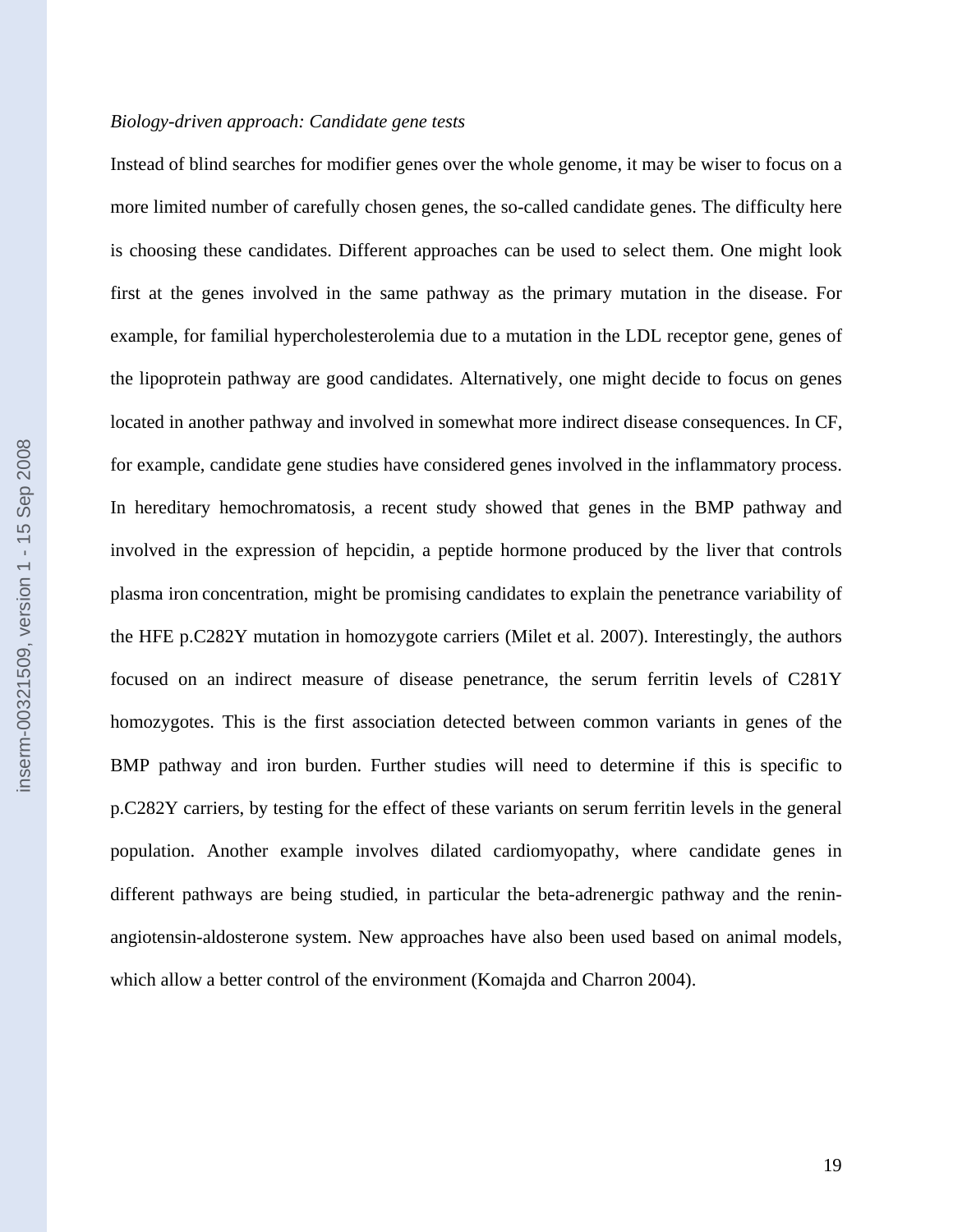*Biology-driven approach: Candidate gene tests*

Instead of blind searches for modifier genes over the whole genome, it may be wiser to focus on a more limited number of carefully chosen genes, the so-called candidate genes. The difficulty here is choosing these candidates. Different approaches can be used to select them. One might look first at the genes involved in the same pathway as the primary mutation in the disease. For example, for familial hypercholesterolemia due to a mutation in the LDL receptor gene, genes of the lipoprotein pathway are good candidates. Alternatively, one might decide to focus on genes located in another pathway and involved in somewhat more indirect disease consequences. In CF, for example, candidate gene studies have considered genes involved in the inflammatory process. In hereditary hemochromatosis, a recent study showed that genes in the BMP pathway and involved in the expression of hepcidin, a peptide hormone produced by the liver that controls plasma iron concentration, might be promising candidates to explain the penetrance variability of the HFE p.C282Y mutation in homozygote carriers (Milet et al. 2007). Interestingly, the authors focused on an indirect measure of disease penetrance, the serum ferritin levels of C281Y homozygotes. This is the first association detected between common variants in genes of the BMP pathway and iron burden. Further studies will need to determine if this is specific to p.C282Y carriers, by testing for the effect of these variants on serum ferritin levels in the general population. Another example involves dilated cardiomyopathy, where candidate genes in different pathways are being studied, in particular the beta-adrenergic pathway and the renin-angiotensin-aldosterone system. New approaches have also been used based on animal models, which allow a better control of the environment (Komajda and Charron 2004).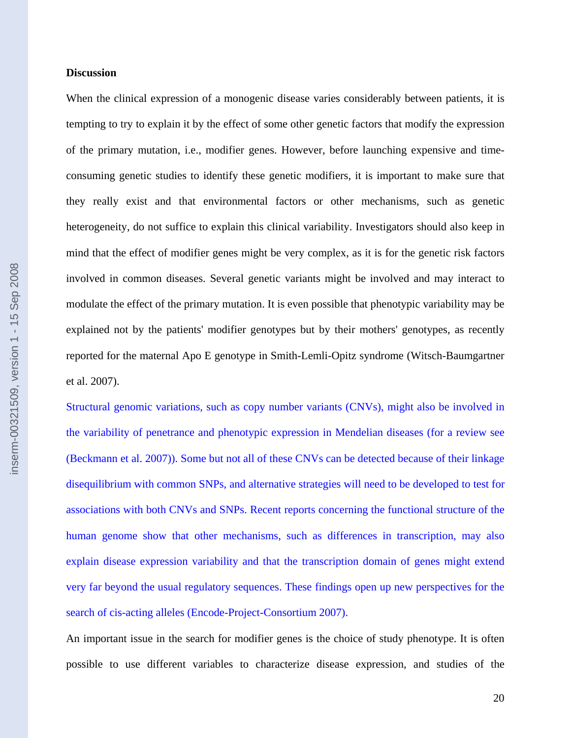## Discussion

When the clinical expression of a monogenic disease varies considerably between patients, it is tempting to try to explain it by the effect of some other genetic factors that modify the expression of the primary mutation, i.e., modifier genes. However, before launching expensive and time-consuming genetic studies to identify these genetic modifiers, it is important to make sure that they really exist and that environmental factors or other mechanisms, such as genetic heterogeneity, do not suffice to explain this clinical variability. Investigators should also keep in mind that the effect of modifier genes might be very complex, as it is for the genetic risk factors involved in common diseases. Several genetic variants might be involved and may interact to modulate the effect of the primary mutation. It is even possible that phenotypic variability may be explained not by the patients' modifier genotypes but by their mothers' genotypes, as recently reported for the maternal Apo E genotype in Smith-Lemli-Opitz syndrome (Witsch-Baumgartner et al. 2007).

Structural genomic variations, such as copy number variants (CNVs), might also be involved in the variability of penetrance and phenotypic expression in Mendelian diseases (for a review see (Beckmann et al. 2007)). Some but not all of these CNVs can be detected because of their linkage disequilibrium with common SNPs, and alternative strategies will need to be developed to test for associations with both CNVs and SNPs. Recent reports concerning the functional structure of the human genome show that other mechanisms, such as differences in transcription, may also explain disease expression variability and that the transcription domain of genes might extend very far beyond the usual regulatory sequences. These findings open up new perspectives for the search of cis-acting alleles (Encode-Project-Consortium 2007).

An important issue in the search for modifier genes is the choice of study phenotype. It is often possible to use different variables to characterize disease expression, and studies of the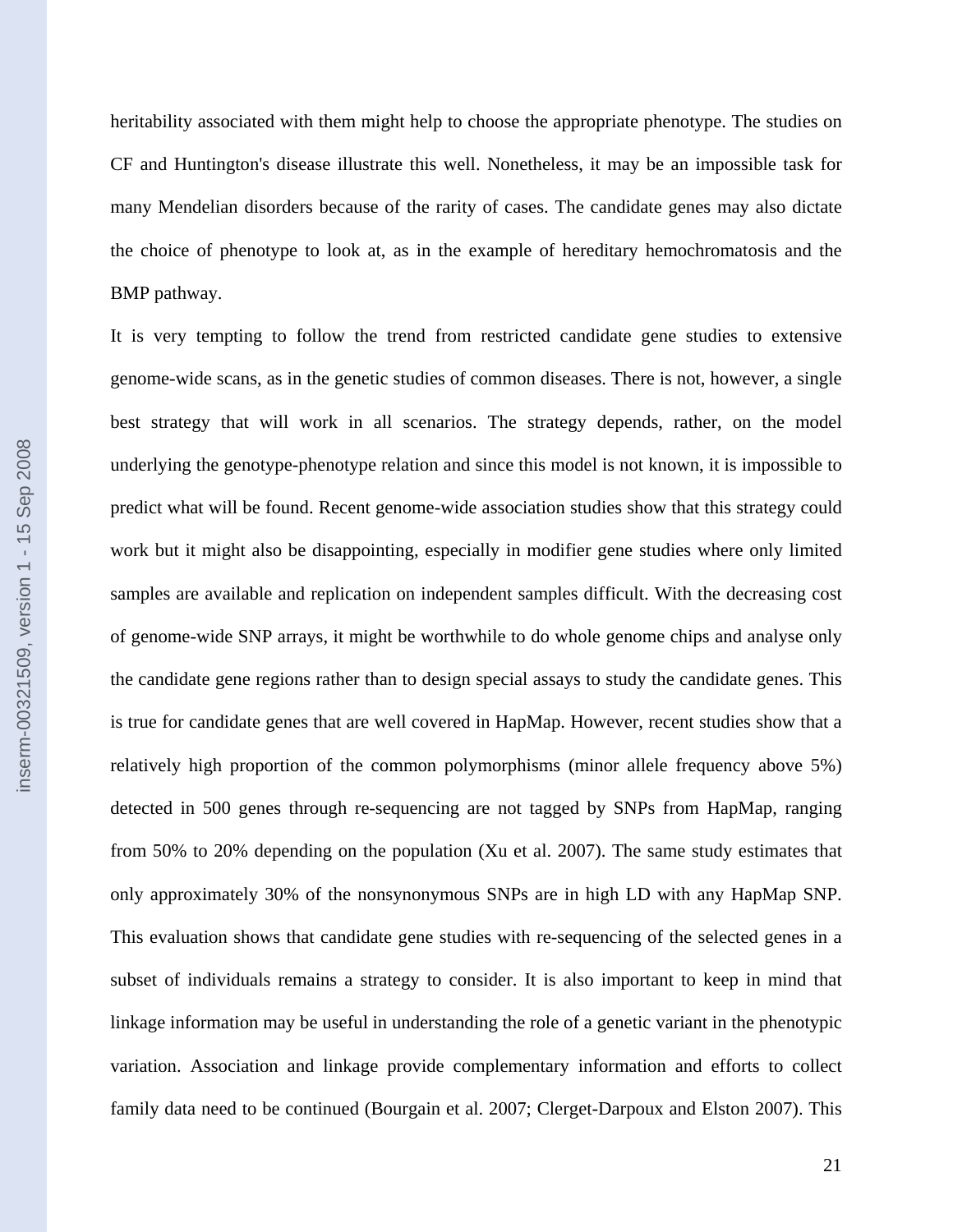heritability associated with them might help to choose the appropriate phenotype. The studies on CF and Huntington's disease illustrate this well. Nonetheless, it may be an impossible task for many Mendelian disorders because of the rarity of cases. The candidate genes may also dictate the choice of phenotype to look at, as in the example of hereditary hemochromatosis and the BMP pathway.

It is very tempting to follow the trend from restricted candidate gene studies to extensive genome-wide scans, as in the genetic studies of common diseases. There is not, however, a single best strategy that will work in all scenarios. The strategy depends, rather, on the model underlying the genotype-phenotype relation and since this model is not known, it is impossible to predict what will be found. Recent genome-wide association studies show that this strategy could work but it might also be disappointing, especially in modifier gene studies where only limited samples are available and replication on independent samples difficult. With the decreasing cost of genome-wide SNP arrays, it might be worthwhile to do whole genome chips and analyse only the candidate gene regions rather than to design special assays to study the candidate genes. This is true for candidate genes that are well covered in HapMap. However, recent studies show that a relatively high proportion of the common polymorphisms (minor allele frequency above 5%) detected in 500 genes through re-sequencing are not tagged by SNPs from HapMap, ranging from 50% to 20% depending on the population (Xu et al. 2007). The same study estimates that only approximately 30% of the nonsynonymous SNPs are in high LD with any HapMap SNP. This evaluation shows that candidate gene studies with re-sequencing of the selected genes in a subset of individuals remains a strategy to consider. It is also important to keep in mind that linkage information may be useful in understanding the role of a genetic variant in the phenotypic variation. Association and linkage provide complementary information and efforts to collect family data need to be continued (Bourgain et al. 2007; Clerget-Darpoux and Elston 2007). This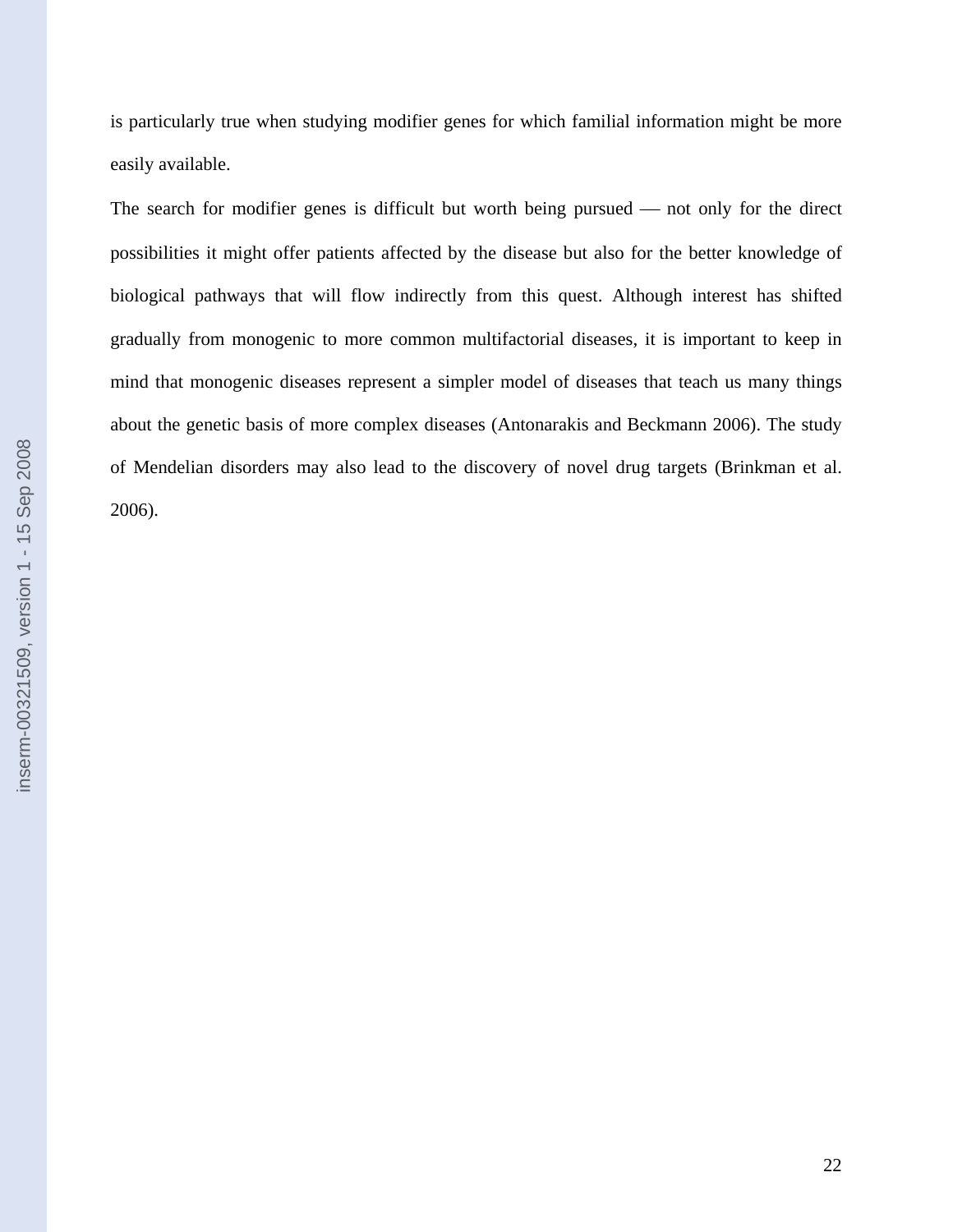is particularly true when studying modifier genes for which familial information might be more easily available.

The search for modifier genes is difficult but worth being pursued — not only for the direct possibilities it might offer patients affected by the disease but also for the better knowledge of biological pathways that will flow indirectly from this quest. Although interest has shifted gradually from monogenic to more common multifactorial diseases, it is important to keep in mind that monogenic diseases represent a simpler model of diseases that teach us many things about the genetic basis of more complex diseases (Antonarakis and Beckmann 2006). The study of Mendelian disorders may also lead to the discovery of novel drug targets (Brinkman et al. 2006).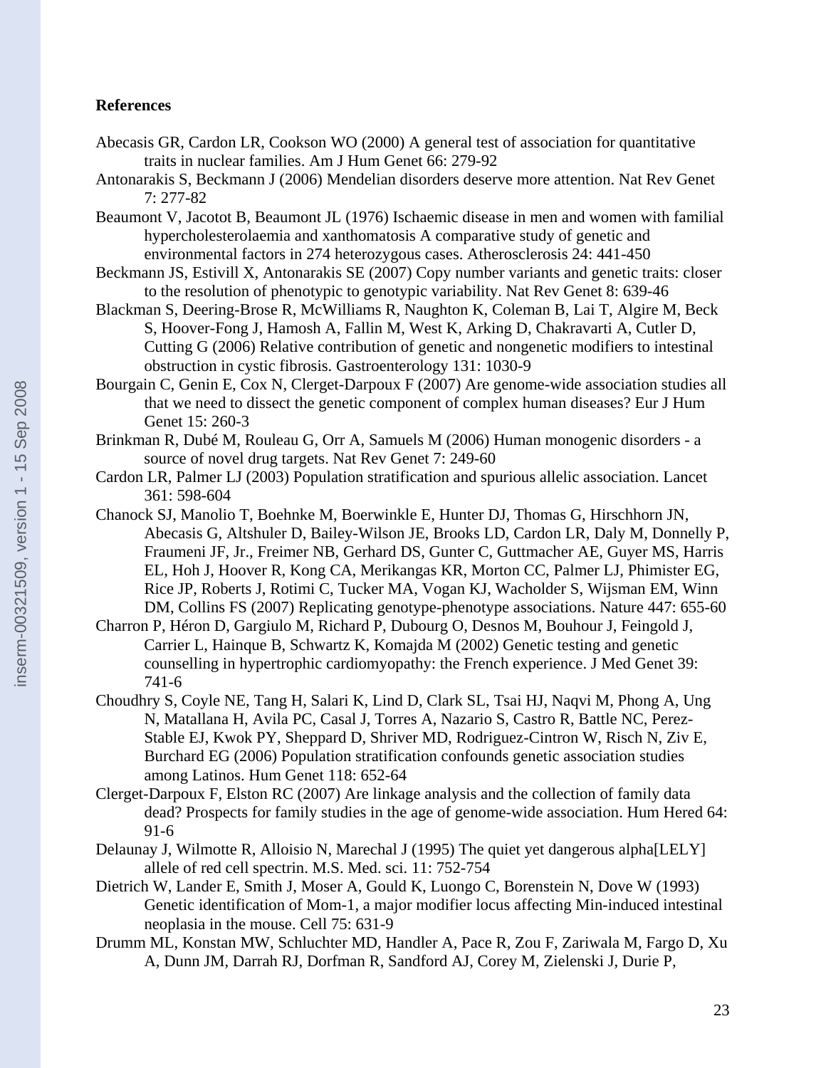**References**

Abecasis GR, Cardon LR, Cookson WO (2000) A general test of association for quantitative traits in nuclear families. Am J Hum Genet 66: 279-92

Antonarakis S, Beckmann J (2006) Mendelian disorders deserve more attention. Nat Rev Genet 7: 277-82

Beaumont V, Jacotot B, Beaumont JL (1976) Ischaemic disease in men and women with familial hypercholesterolaemia and xanthomatosis A comparative study of genetic and environmental factors in 274 heterozygous cases. Atherosclerosis 24: 441-450

Beckmann JS, Estivill X, Antonarakis SE (2007) Copy number variants and genetic traits: closer to the resolution of phenotypic to genotypic variability. Nat Rev Genet 8: 639-46

Blackman S, Deering-Brose R, McWilliams R, Naughton K, Coleman B, Lai T, Algire M, Beck S, Hoover-Fong J, Hamosh A, Fallin M, West K, Arking D, Chakravarti A, Cutler D, Cutting G (2006) Relative contribution of genetic and nongenetic modifiers to intestinal obstruction in cystic fibrosis. Gastroenterology 131: 1030-9

Bourgain C, Genin E, Cox N, Clerget-Darpoux F (2007) Are genome-wide association studies all that we need to dissect the genetic component of complex human diseases? Eur J Hum Genet 15: 260-3

Brinkman R, Dubé M, Rouleau G, Orr A, Samuels M (2006) Human monogenic disorders - a source of novel drug targets. Nat Rev Genet 7: 249-60

Cardon LR, Palmer LJ (2003) Population stratification and spurious allelic association. Lancet 361: 598-604

Chanock SJ, Manolio T, Boehnke M, Boerwinkle E, Hunter DJ, Thomas G, Hirschhorn JN, Abecasis G, Altshuler D, Bailey-Wilson JE, Brooks LD, Cardon LR, Daly M, Donnelly P, Fraumeni JF, Jr., Freimer NB, Gerhard DS, Gunter C, Guttmacher AE, Guyer MS, Harris EL, Hoh J, Hoover R, Kong CA, Merikangas KR, Morton CC, Palmer LJ, Phimister EG, Rice JP, Roberts J, Rotimi C, Tucker MA, Vogan KJ, Wacholder S, Wijsman EM, Winn DM, Collins FS (2007) Replicating genotype-phenotype associations. Nature 447: 655-60

Charron P, Héron D, Gargiulo M, Richard P, Dubourg O, Desnos M, Bouhour J, Feingold J, Carrier L, Hainque B, Schwartz K, Komajda M (2002) Genetic testing and genetic counselling in hypertrophic cardiomyopathy: the French experience. J Med Genet 39: 741-6

Choudhry S, Coyle NE, Tang H, Salari K, Lind D, Clark SL, Tsai HJ, Naqvi M, Phong A, Ung N, Matallana H, Avila PC, Casal J, Torres A, Nazario S, Castro R, Battle NC, Perez-Stable EJ, Kwok PY, Sheppard D, Shriver MD, Rodriguez-Cintron W, Risch N, Ziv E, Burchard EG (2006) Population stratification confounds genetic association studies among Latinos. Hum Genet 118: 652-64

Clerget-Darpoux F, Elston RC (2007) Are linkage analysis and the collection of family data dead? Prospects for family studies in the age of genome-wide association. Hum Hered 64: 91-6

Delaunay J, Wilmotte R, Alloisio N, Marechal J (1995) The quiet yet dangerous alpha[LELY] allele of red cell spectrin. M.S. Med. sci. 11: 752-754

Dietrich W, Lander E, Smith J, Moser A, Gould K, Luongo C, Borenstein N, Dove W (1993) Genetic identification of Mom-1, a major modifier locus affecting Min-induced intestinal neoplasia in the mouse. Cell 75: 631-9

Drumm ML, Konstan MW, Schluchter MD, Handler A, Pace R, Zou F, Zariwala M, Fargo D, Xu A, Dunn JM, Darrah RJ, Dorfman R, Sandford AJ, Corey M, Zielenski J, Durie P,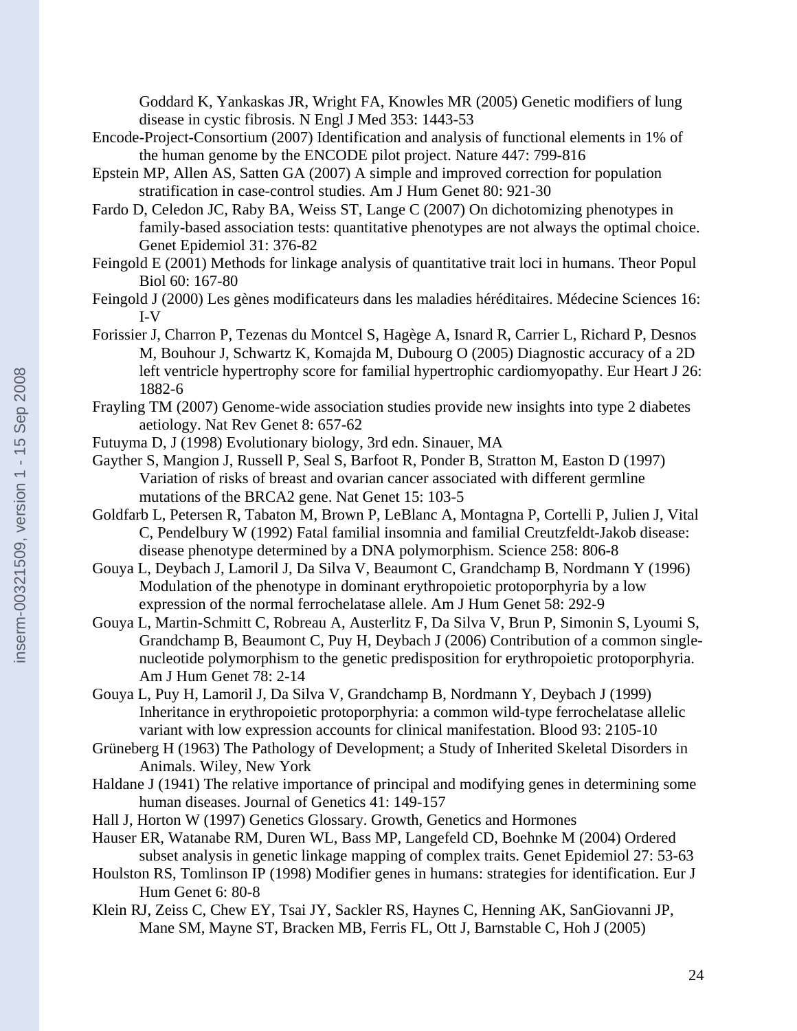Goddard K, Yankaskas JR, Wright FA, Knowles MR (2005) Genetic modifiers of lung disease in cystic fibrosis. N Engl J Med 353: 1443-53

Encode-Project-Consortium (2007) Identification and analysis of functional elements in 1% of the human genome by the ENCODE pilot project. Nature 447: 799-816

Epstein MP, Allen AS, Satten GA (2007) A simple and improved correction for population stratification in case-control studies. Am J Hum Genet 80: 921-30

Fardo D, Celedon JC, Raby BA, Weiss ST, Lange C (2007) On dichotomizing phenotypes in family-based association tests: quantitative phenotypes are not always the optimal choice. Genet Epidemiol 31: 376-82

Feingold E (2001) Methods for linkage analysis of quantitative trait loci in humans. Theor Popul Biol 60: 167-80

Feingold J (2000) Les gènes modificateurs dans les maladies héréditaires. Médecine Sciences 16: I-V

Forissier J, Charron P, Tezenas du Montcel S, Hagège A, Isnard R, Carrier L, Richard P, Desnos M, Bouhour J, Schwartz K, Komajda M, Dubourg O (2005) Diagnostic accuracy of a 2D left ventricle hypertrophy score for familial hypertrophic cardiomyopathy. Eur Heart J 26: 1882-6

Frayling TM (2007) Genome-wide association studies provide new insights into type 2 diabetes aetiology. Nat Rev Genet 8: 657-62

Futuyma D, J (1998) Evolutionary biology, 3rd edn. Sinauer, MA

Gayther S, Mangion J, Russell P, Seal S, Barfoot R, Ponder B, Stratton M, Easton D (1997) Variation of risks of breast and ovarian cancer associated with different germline mutations of the BRCA2 gene. Nat Genet 15: 103-5

Goldfarb L, Petersen R, Tabaton M, Brown P, LeBlanc A, Montagna P, Cortelli P, Julien J, Vital C, Pendelbury W (1992) Fatal familial insomnia and familial Creutzfeldt-Jakob disease: disease phenotype determined by a DNA polymorphism. Science 258: 806-8

Gouya L, Deybach J, Lamoril J, Da Silva V, Beaumont C, Grandchamp B, Nordmann Y (1996) Modulation of the phenotype in dominant erythropoietic protoporphyria by a low expression of the normal ferrochelatase allele. Am J Hum Genet 58: 292-9

Gouya L, Martin-Schmitt C, Robreau A, Austerlitz F, Da Silva V, Brun P, Simonin S, Lyoumi S, Grandchamp B, Beaumont C, Puy H, Deybach J (2006) Contribution of a common single-nucleotide polymorphism to the genetic predisposition for erythropoietic protoporphyria. Am J Hum Genet 78: 2-14

Gouya L, Puy H, Lamoril J, Da Silva V, Grandchamp B, Nordmann Y, Deybach J (1999) Inheritance in erythropoietic protoporphyria: a common wild-type ferrochelatase allelic variant with low expression accounts for clinical manifestation. Blood 93: 2105-10

Grüneberg H (1963) The Pathology of Development; a Study of Inherited Skeletal Disorders in Animals. Wiley, New York

Haldane J (1941) The relative importance of principal and modifying genes in determining some human diseases. Journal of Genetics 41: 149-157

Hall J, Horton W (1997) Genetics Glossary. Growth, Genetics and Hormones

Hauser ER, Watanabe RM, Duren WL, Bass MP, Langefeld CD, Boehnke M (2004) Ordered subset analysis in genetic linkage mapping of complex traits. Genet Epidemiol 27: 53-63

Houlston RS, Tomlinson IP (1998) Modifier genes in humans: strategies for identification. Eur J Hum Genet 6: 80-8

Klein RJ, Zeiss C, Chew EY, Tsai JY, Sackler RS, Haynes C, Henning AK, SanGiovanni JP, Mane SM, Mayne ST, Bracken MB, Ferris FL, Ott J, Barnstable C, Hoh J (2005)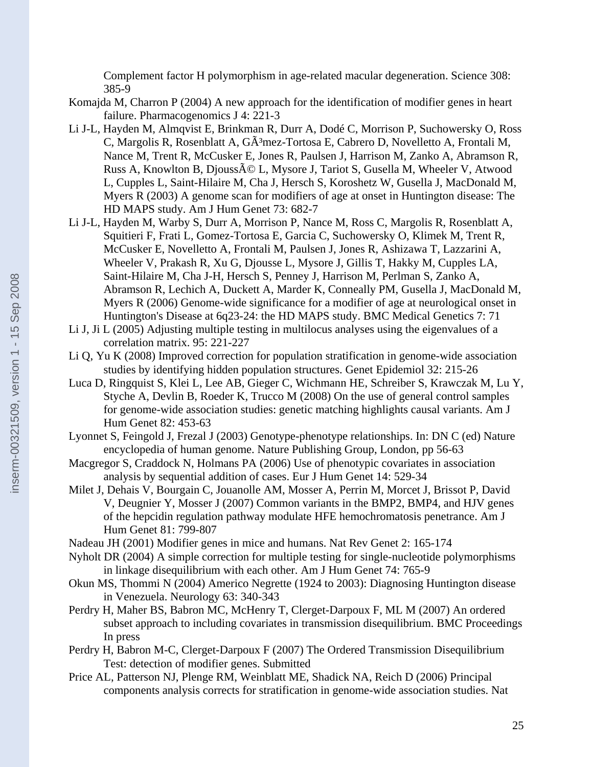Complement factor H polymorphism in age-related macular degeneration. Science 308: 385-9

Komajda M, Charron P (2004) A new approach for the identification of modifier genes in heart failure. Pharmacogenomics J 4: 221-3

Li J-L, Hayden M, Almqvist E, Brinkman R, Durr A, Dodé C, Morrison P, Suchowersky O, Ross C, Margolis R, Rosenblatt A, GÃ³mez-Tortosa E, Cabrero D, Novelletto A, Frontali M, Nance M, Trent R, McCusker E, Jones R, Paulsen J, Harrison M, Zanko A, Abramson R, Russ A, Knowlton B, DjoussÃ© L, Mysore J, Tariot S, Gusella M, Wheeler V, Atwood L, Cupples L, Saint-Hilaire M, Cha J, Hersch S, Koroshetz W, Gusella J, MacDonald M, Myers R (2003) A genome scan for modifiers of age at onset in Huntington disease: The HD MAPS study. Am J Hum Genet 73: 682-7

Li J-L, Hayden M, Warby S, Durr A, Morrison P, Nance M, Ross C, Margolis R, Rosenblatt A, Squitieri F, Frati L, Gomez-Tortosa E, Garcia C, Suchowersky O, Klimek M, Trent R, McCusker E, Novelletto A, Frontali M, Paulsen J, Jones R, Ashizawa T, Lazzarini A, Wheeler V, Prakash R, Xu G, Djousse L, Mysore J, Gillis T, Hakky M, Cupples LA, Saint-Hilaire M, Cha J-H, Hersch S, Penney J, Harrison M, Perlman S, Zanko A, Abramson R, Lechich A, Duckett A, Marder K, Conneally PM, Gusella J, MacDonald M, Myers R (2006) Genome-wide significance for a modifier of age at neurological onset in Huntington's Disease at 6q23-24: the HD MAPS study. BMC Medical Genetics 7: 71

Li J, Ji L (2005) Adjusting multiple testing in multilocus analyses using the eigenvalues of a correlation matrix. 95: 221-227

Li Q, Yu K (2008) Improved correction for population stratification in genome-wide association studies by identifying hidden population structures. Genet Epidemiol 32: 215-26

Luca D, Ringquist S, Klei L, Lee AB, Gieger C, Wichmann HE, Schreiber S, Krawczak M, Lu Y, Styche A, Devlin B, Roeder K, Trucco M (2008) On the use of general control samples for genome-wide association studies: genetic matching highlights causal variants. Am J Hum Genet 82: 453-63

Lyonnet S, Feingold J, Frezal J (2003) Genotype-phenotype relationships. In: DN C (ed) Nature encyclopedia of human genome. Nature Publishing Group, London, pp 56-63

Macgregor S, Craddock N, Holmans PA (2006) Use of phenotypic covariates in association analysis by sequential addition of cases. Eur J Hum Genet 14: 529-34

Milet J, Dehais V, Bourgain C, Jouanolle AM, Mosser A, Perrin M, Morcet J, Brissot P, David V, Deugnier Y, Mosser J (2007) Common variants in the BMP2, BMP4, and HJV genes of the hepcidin regulation pathway modulate HFE hemochromatosis penetrance. Am J Hum Genet 81: 799-807

Nadeau JH (2001) Modifier genes in mice and humans. Nat Rev Genet 2: 165-174

Nyholt DR (2004) A simple correction for multiple testing for single-nucleotide polymorphisms in linkage disequilibrium with each other. Am J Hum Genet 74: 765-9

Okun MS, Thommi N (2004) Americo Negrette (1924 to 2003): Diagnosing Huntington disease in Venezuela. Neurology 63: 340-343

Perdry H, Maher BS, Babron MC, McHenry T, Clerget-Darpoux F, ML M (2007) An ordered subset approach to including covariates in transmission disequilibrium. BMC Proceedings In press

Perdry H, Babron M-C, Clerget-Darpoux F (2007) The Ordered Transmission Disequilibrium Test: detection of modifier genes. Submitted

Price AL, Patterson NJ, Plenge RM, Weinblatt ME, Shadick NA, Reich D (2006) Principal components analysis corrects for stratification in genome-wide association studies. Nat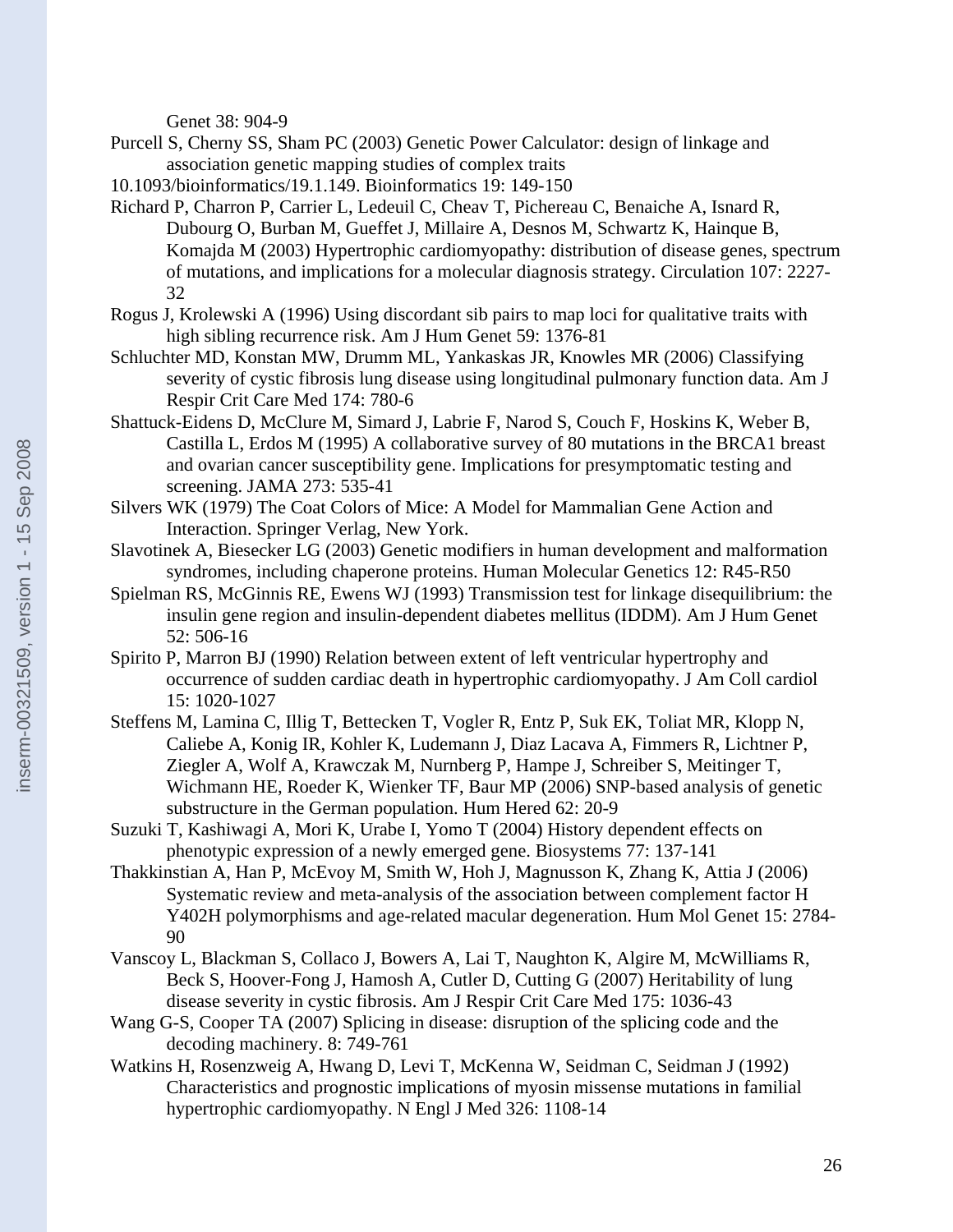Genet 38: 904-9

Purcell S, Cherny SS, Sham PC (2003) Genetic Power Calculator: design of linkage and association genetic mapping studies of complex traits 10.1093/bioinformatics/19.1.149. Bioinformatics 19: 149-150

Richard P, Charron P, Carrier L, Ledeuil C, Cheav T, Pichereau C, Benaiche A, Isnard R, Dubourg O, Burban M, Gueffet J, Millaire A, Desnos M, Schwartz K, Hainque B, Komajda M (2003) Hypertrophic cardiomyopathy: distribution of disease genes, spectrum of mutations, and implications for a molecular diagnosis strategy. Circulation 107: 2227-32

Rogus J, Krolewski A (1996) Using discordant sib pairs to map loci for qualitative traits with high sibling recurrence risk. Am J Hum Genet 59: 1376-81

Schluchter MD, Konstan MW, Drumm ML, Yankaskas JR, Knowles MR (2006) Classifying severity of cystic fibrosis lung disease using longitudinal pulmonary function data. Am J Respir Crit Care Med 174: 780-6

Shattuck-Eidens D, McClure M, Simard J, Labrie F, Narod S, Couch F, Hoskins K, Weber B, Castilla L, Erdos M (1995) A collaborative survey of 80 mutations in the BRCA1 breast and ovarian cancer susceptibility gene. Implications for presymptomatic testing and screening. JAMA 273: 535-41

Silvers WK (1979) The Coat Colors of Mice: A Model for Mammalian Gene Action and Interaction. Springer Verlag, New York.

Slavotinek A, Biesecker LG (2003) Genetic modifiers in human development and malformation syndromes, including chaperone proteins. Human Molecular Genetics 12: R45-R50

Spielman RS, McGinnis RE, Ewens WJ (1993) Transmission test for linkage disequilibrium: the insulin gene region and insulin-dependent diabetes mellitus (IDDM). Am J Hum Genet 52: 506-16

Spirito P, Marron BJ (1990) Relation between extent of left ventricular hypertrophy and occurrence of sudden cardiac death in hypertrophic cardiomyopathy. J Am Coll cardiol 15: 1020-1027

Steffens M, Lamina C, Illig T, Bettecken T, Vogler R, Entz P, Suk EK, Toliat MR, Klopp N, Caliebe A, Konig IR, Kohler K, Ludemann J, Diaz Lacava A, Fimmers R, Lichtner P, Ziegler A, Wolf A, Krawczak M, Nurnberg P, Hampe J, Schreiber S, Meitinger T, Wichmann HE, Roeder K, Wienker TF, Baur MP (2006) SNP-based analysis of genetic substructure in the German population. Hum Hered 62: 20-9

Suzuki T, Kashiwagi A, Mori K, Urabe I, Yomo T (2004) History dependent effects on phenotypic expression of a newly emerged gene. Biosystems 77: 137-141

Thakkinstian A, Han P, McEvoy M, Smith W, Hoh J, Magnusson K, Zhang K, Attia J (2006) Systematic review and meta-analysis of the association between complement factor H Y402H polymorphisms and age-related macular degeneration. Hum Mol Genet 15: 2784-90

Vanscoy L, Blackman S, Collaco J, Bowers A, Lai T, Naughton K, Algire M, McWilliams R, Beck S, Hoover-Fong J, Hamosh A, Cutler D, Cutting G (2007) Heritability of lung disease severity in cystic fibrosis. Am J Respir Crit Care Med 175: 1036-43

Wang G-S, Cooper TA (2007) Splicing in disease: disruption of the splicing code and the decoding machinery. 8: 749-761

Watkins H, Rosenzweig A, Hwang D, Levi T, McKenna W, Seidman C, Seidman J (1992) Characteristics and prognostic implications of myosin missense mutations in familial hypertrophic cardiomyopathy. N Engl J Med 326: 1108-14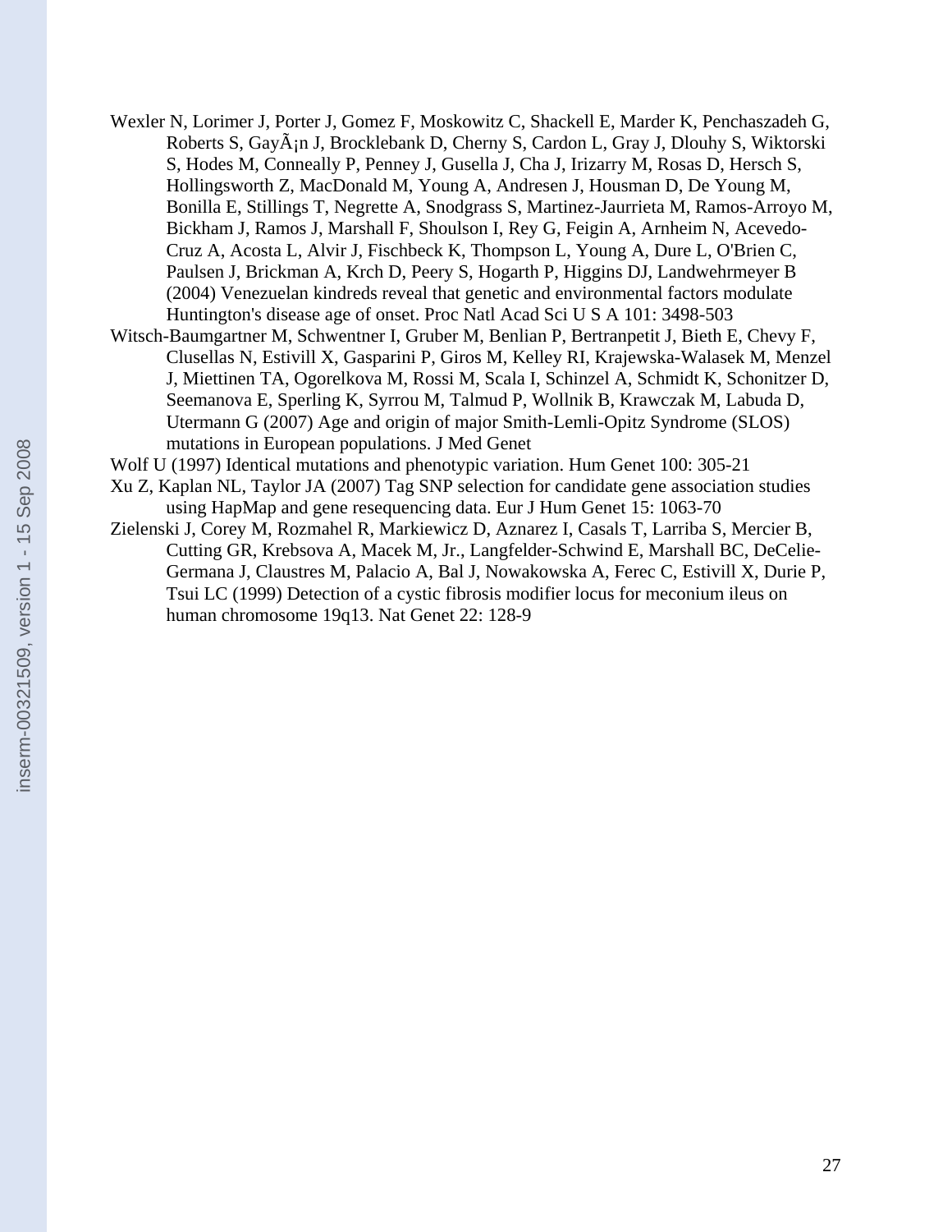Wexler N, Lorimer J, Porter J, Gomez F, Moskowitz C, Shackell E, Marder K, Penchaszadeh G, Roberts S, GayÃ¡n J, Brocklebank D, Cherny S, Cardon L, Gray J, Dlouhy S, Wiktorski S, Hodes M, Conneally P, Penney J, Gusella J, Cha J, Irizarry M, Rosas D, Hersch S, Hollingsworth Z, MacDonald M, Young A, Andresen J, Housman D, De Young M, Bonilla E, Stillings T, Negrette A, Snodgrass S, Martinez-Jaurrieta M, Ramos-Arroyo M, Bickham J, Ramos J, Marshall F, Shoulson I, Rey G, Feigin A, Arnheim N, Acevedo-Cruz A, Acosta L, Alvir J, Fischbeck K, Thompson L, Young A, Dure L, O'Brien C, Paulsen J, Brickman A, Krch D, Peery S, Hogarth P, Higgins DJ, Landwehrmeyer B (2004) Venezuelan kindreds reveal that genetic and environmental factors modulate Huntington's disease age of onset. Proc Natl Acad Sci U S A 101: 3498-503

Witsch-Baumgartner M, Schwentner I, Gruber M, Benlian P, Bertranpetit J, Bieth E, Chevy F, Clusellas N, Estivill X, Gasparini P, Giros M, Kelley RI, Krajewska-Walasek M, Menzel J, Miettinen TA, Ogorelkova M, Rossi M, Scala I, Schinzel A, Schmidt K, Schonitzer D, Seemanova E, Sperling K, Syrrou M, Talmud P, Wollnik B, Krawczak M, Labuda D, Utermann G (2007) Age and origin of major Smith-Lemli-Opitz Syndrome (SLOS) mutations in European populations. J Med Genet

Wolf U (1997) Identical mutations and phenotypic variation. Hum Genet 100: 305-21

Xu Z, Kaplan NL, Taylor JA (2007) Tag SNP selection for candidate gene association studies using HapMap and gene resequencing data. Eur J Hum Genet 15: 1063-70

Zielenski J, Corey M, Rozmahel R, Markiewicz D, Aznarez I, Casals T, Larriba S, Mercier B, Cutting GR, Krebsova A, Macek M, Jr., Langfelder-Schwind E, Marshall BC, DeCelie-Germana J, Claustres M, Palacio A, Bal J, Nowakowska A, Ferec C, Estivill X, Durie P, Tsui LC (1999) Detection of a cystic fibrosis modifier locus for meconium ileus on human chromosome 19q13. Nat Genet 22: 128-9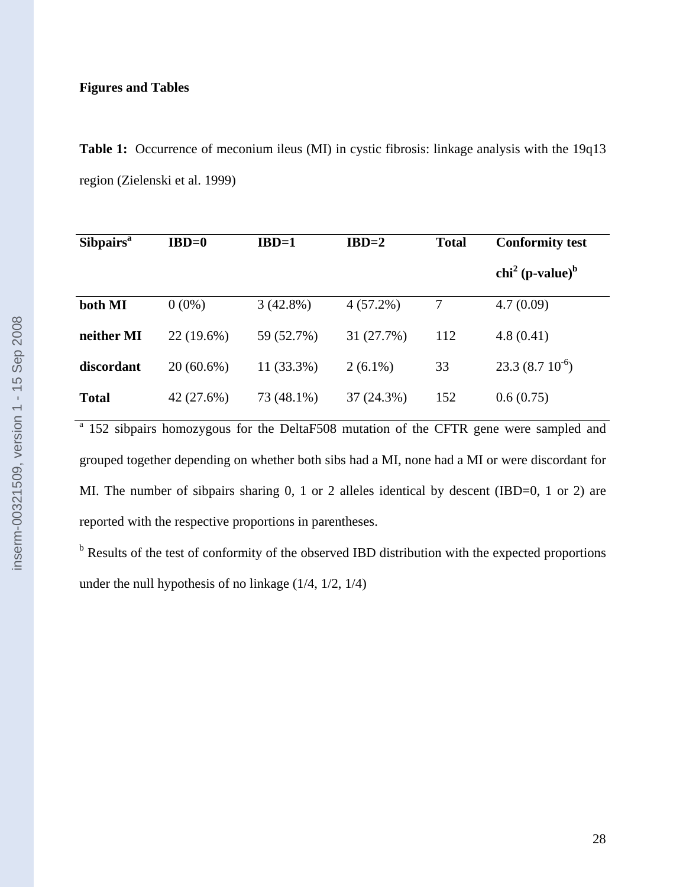**Figures and Tables**

**Table 1:** Occurrence of meconium ileus (MI) in cystic fibrosis: linkage analysis with the 19q13 region (Zielenski et al. 1999)

| Sibpairs[a] | IBD=0 | IBD=1 | IBD=2 | Total | Conformity test $chi^2$ (p-value)[b] |
|---|---|---|---|---|---|
| **both MI** | 0 (0%) | 3 (42.8%) | 4 (57.2%) | 7 | 4.7 (0.09) |
| **neither MI** | 22 (19.6%) | 59 (52.7%) | 31 (27.7%) | 112 | 4.8 (0.41) |
| **discordant** | 20 (60.6%) | 11 (33.3%) | 2 (6.1%) | 33 | 23.3 ($8.7\ 10^{-6}$) |
| **Total** | 42 (27.6%) | 73 (48.1%) | 37 (24.3%) | 152 | 0.6 (0.75) |

[a] 152 sibpairs homozygous for the DeltaF508 mutation of the CFTR gene were sampled and grouped together depending on whether both sibs had a MI, none had a MI or were discordant for MI. The number of sibpairs sharing 0, 1 or 2 alleles identical by descent (IBD=0, 1 or 2) are reported with the respective proportions in parentheses.

[b] Results of the test of conformity of the observed IBD distribution with the expected proportions under the null hypothesis of no linkage (1/4, 1/2, 1/4)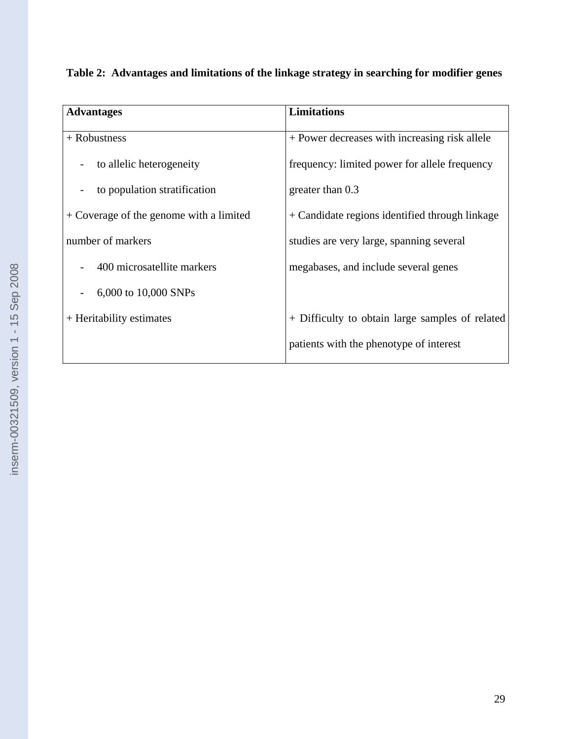**Table 2: Advantages and limitations of the linkage strategy in searching for modifier genes**

| Advantages | Limitations |
|---|---|
| + Robustness<br>- to allelic heterogeneity<br>- to population stratification | + Power decreases with increasing risk allele frequency: limited power for allele frequency greater than 0.3 |
| + Coverage of the genome with a limited number of markers<br>- 400 microsatellite markers<br>- 6,000 to 10,000 SNPs | + Candidate regions identified through linkage studies are very large, spanning several megabases, and include several genes |
| + Heritability estimates | + Difficulty to obtain large samples of related patients with the phenotype of interest |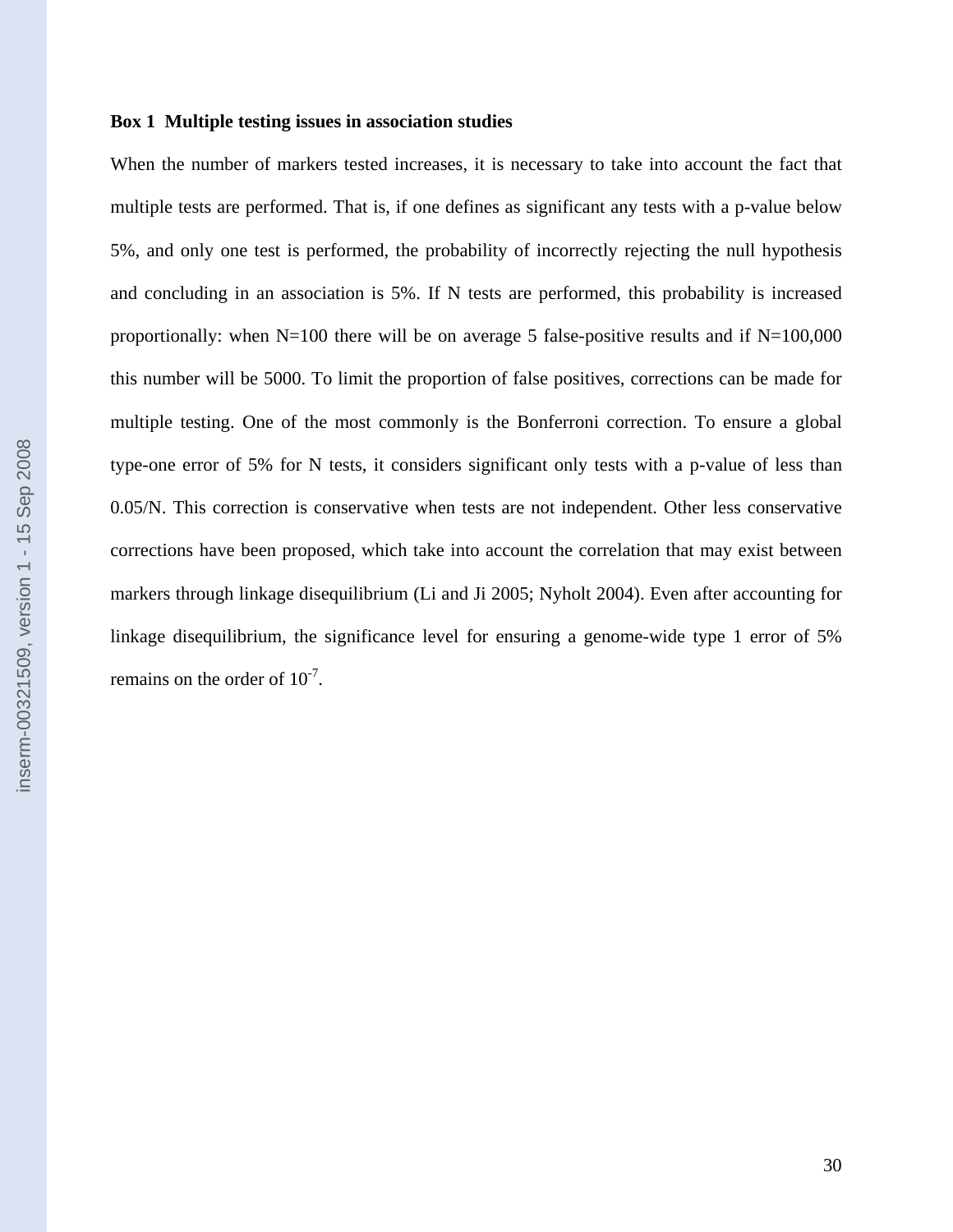**Box 1 Multiple testing issues in association studies**

When the number of markers tested increases, it is necessary to take into account the fact that multiple tests are performed. That is, if one defines as significant any tests with a p-value below 5%, and only one test is performed, the probability of incorrectly rejecting the null hypothesis and concluding in an association is 5%. If N tests are performed, this probability is increased proportionally: when N=100 there will be on average 5 false-positive results and if N=100,000 this number will be 5000. To limit the proportion of false positives, corrections can be made for multiple testing. One of the most commonly is the Bonferroni correction. To ensure a global type-one error of 5% for N tests, it considers significant only tests with a p-value of less than 0.05/N. This correction is conservative when tests are not independent. Other less conservative corrections have been proposed, which take into account the correlation that may exist between markers through linkage disequilibrium (Li and Ji 2005; Nyholt 2004). Even after accounting for linkage disequilibrium, the significance level for ensuring a genome-wide type 1 error of 5% remains on the order of $10^{-7}$.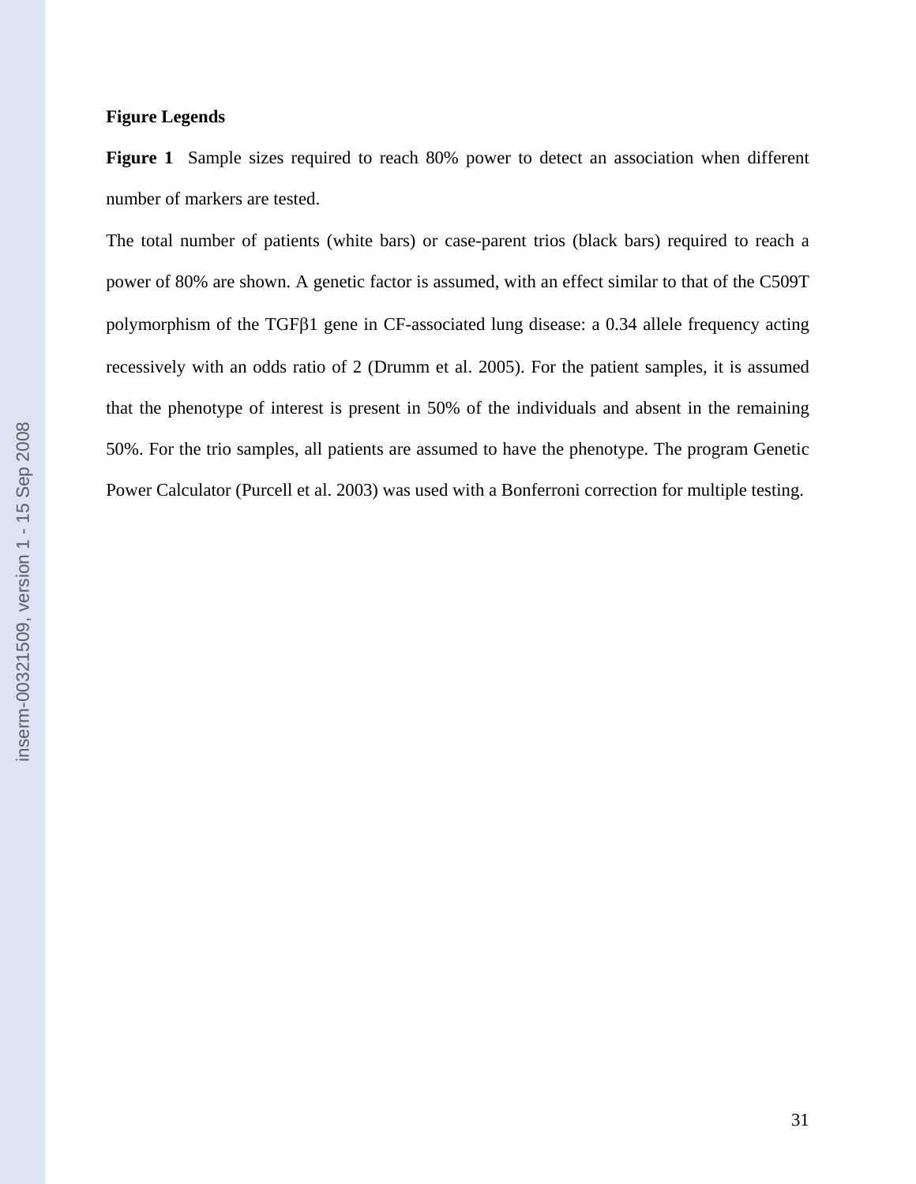**Figure Legends**

**Figure 1** Sample sizes required to reach 80% power to detect an association when different number of markers are tested.

The total number of patients (white bars) or case-parent trios (black bars) required to reach a power of 80% are shown. A genetic factor is assumed, with an effect similar to that of the C509T polymorphism of the TGFβ1 gene in CF-associated lung disease: a 0.34 allele frequency acting recessively with an odds ratio of 2 (Drumm et al. 2005). For the patient samples, it is assumed that the phenotype of interest is present in 50% of the individuals and absent in the remaining 50%. For the trio samples, all patients are assumed to have the phenotype. The program Genetic Power Calculator (Purcell et al. 2003) was used with a Bonferroni correction for multiple testing.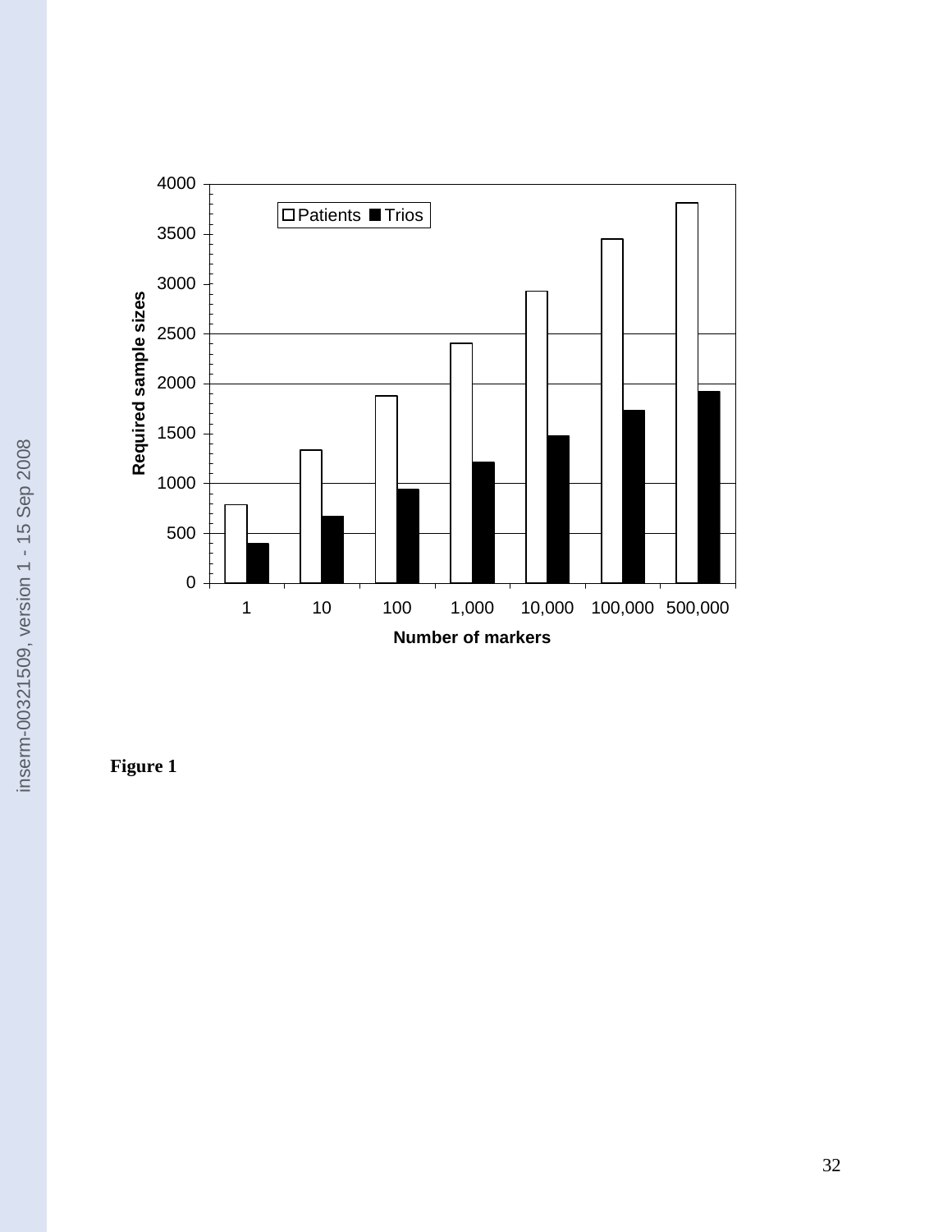4000
3500
3000
2500
2000
1500
1000
500
0

Required sample sizes

□ Patients ■ Trios

1
10
100
1,000
10,000
100,000
500,000

Number of markers

**Figure 1**